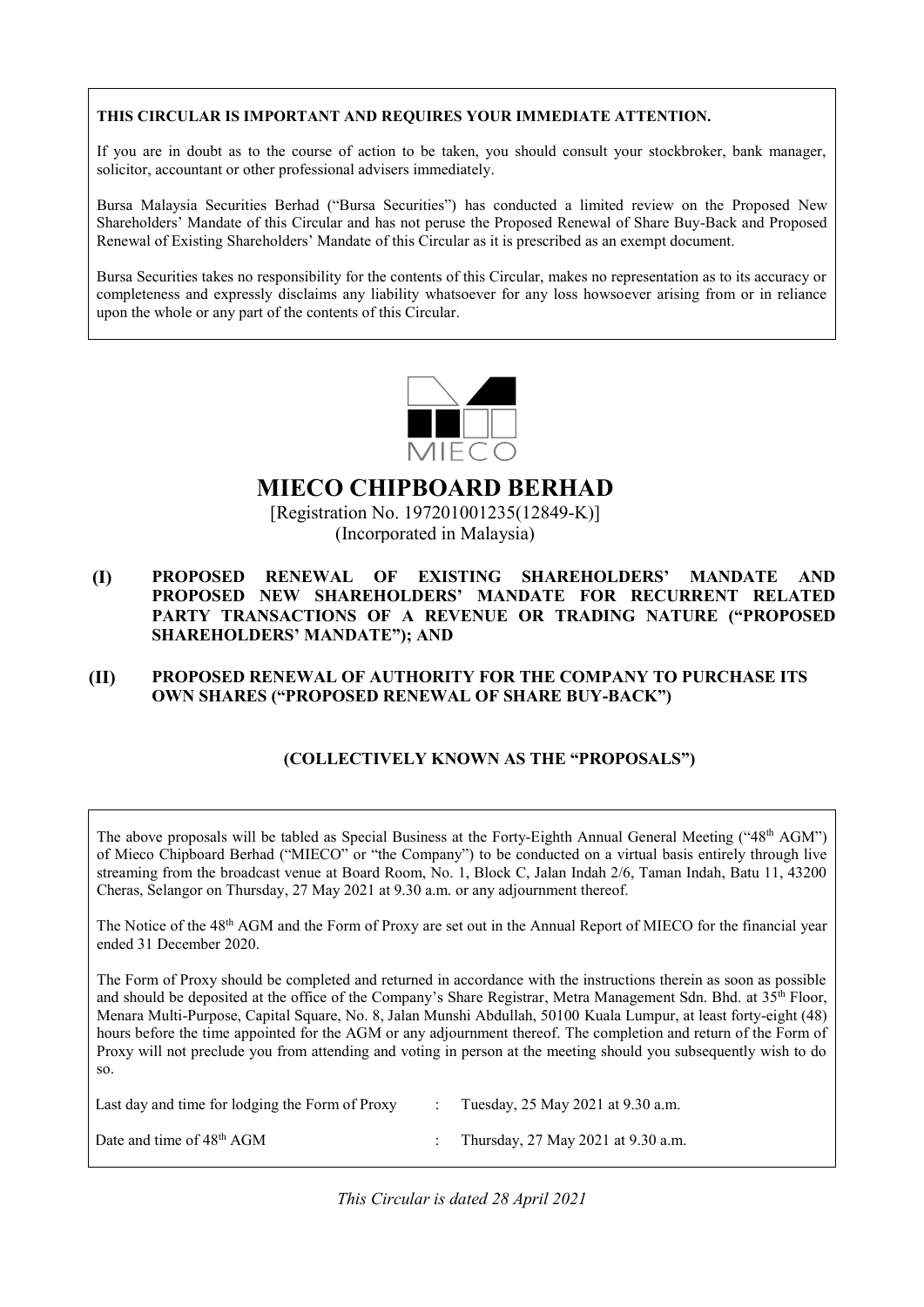**THIS CIRCULAR IS IMPORTANT AND REQUIRES YOUR IMMEDIATE ATTENTION.**

If you are in doubt as to the course of action to be taken, you should consult your stockbroker, bank manager, solicitor, accountant or other professional advisers immediately.

Bursa Malaysia Securities Berhad ("Bursa Securities") has conducted a limited review on the Proposed New Shareholders' Mandate of this Circular and has not peruse the Proposed Renewal of Share Buy-Back and Proposed Renewal of Existing Shareholders' Mandate of this Circular as it is prescribed as an exempt document.

Bursa Securities takes no responsibility for the contents of this Circular, makes no representation as to its accuracy or completeness and expressly disclaims any liability whatsoever for any loss howsoever arising from or in reliance upon the whole or any part of the contents of this Circular.

MIECO

# MIECO CHIPBOARD BERHAD

[Registration No. 197201001235(12849-K)]
(Incorporated in Malaysia)

**(I) PROPOSED RENEWAL OF EXISTING SHAREHOLDERS' MANDATE AND PROPOSED NEW SHAREHOLDERS' MANDATE FOR RECURRENT RELATED PARTY TRANSACTIONS OF A REVENUE OR TRADING NATURE ("PROPOSED SHAREHOLDERS' MANDATE"); AND**

**(II) PROPOSED RENEWAL OF AUTHORITY FOR THE COMPANY TO PURCHASE ITS OWN SHARES ("PROPOSED RENEWAL OF SHARE BUY-BACK")**

**(COLLECTIVELY KNOWN AS THE "PROPOSALS")**

The above proposals will be tabled as Special Business at the Forty-Eighth Annual General Meeting ("48th AGM") of Mieco Chipboard Berhad ("MIECO" or "the Company") to be conducted on a virtual basis entirely through live streaming from the broadcast venue at Board Room, No. 1, Block C, Jalan Indah 2/6, Taman Indah, Batu 11, 43200 Cheras, Selangor on Thursday, 27 May 2021 at 9.30 a.m. or any adjournment thereof.

The Notice of the 48th AGM and the Form of Proxy are set out in the Annual Report of MIECO for the financial year ended 31 December 2020.

The Form of Proxy should be completed and returned in accordance with the instructions therein as soon as possible and should be deposited at the office of the Company's Share Registrar, Metra Management Sdn. Bhd. at 35th Floor, Menara Multi-Purpose, Capital Square, No. 8, Jalan Munshi Abdullah, 50100 Kuala Lumpur, at least forty-eight (48) hours before the time appointed for the AGM or any adjournment thereof. The completion and return of the Form of Proxy will not preclude you from attending and voting in person at the meeting should you subsequently wish to do so.

| | | |
|---|---|---|
| Last day and time for lodging the Form of Proxy | : | Tuesday, 25 May 2021 at 9.30 a.m. |
| Date and time of 48th AGM | : | Thursday, 27 May 2021 at 9.30 a.m. |

*This Circular is dated 28 April 2021*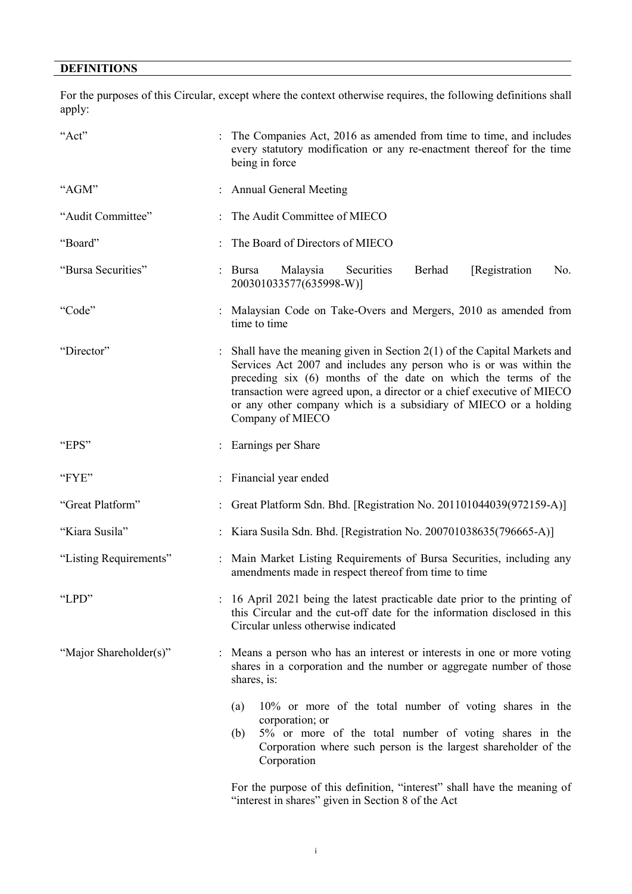## DEFINITIONS

For the purposes of this Circular, except where the context otherwise requires, the following definitions shall apply:

| | | |
|---|---|---|
| "Act" | : | The Companies Act, 2016 as amended from time to time, and includes every statutory modification or any re-enactment thereof for the time being in force |
| "AGM" | : | Annual General Meeting |
| "Audit Committee" | : | The Audit Committee of MIECO |
| "Board" | : | The Board of Directors of MIECO |
| "Bursa Securities" | : | Bursa Malaysia Securities Berhad [Registration No. 200301033577(635998-W)] |
| "Code" | : | Malaysian Code on Take-Overs and Mergers, 2010 as amended from time to time |
| "Director" | : | Shall have the meaning given in Section 2(1) of the Capital Markets and Services Act 2007 and includes any person who is or was within the preceding six (6) months of the date on which the terms of the transaction were agreed upon, a director or a chief executive of MIECO or any other company which is a subsidiary of MIECO or a holding Company of MIECO |
| "EPS" | : | Earnings per Share |
| "FYE" | : | Financial year ended |
| "Great Platform" | : | Great Platform Sdn. Bhd. [Registration No. 201101044039(972159-A)] |
| "Kiara Susila" | : | Kiara Susila Sdn. Bhd. [Registration No. 200701038635(796665-A)] |
| "Listing Requirements" | : | Main Market Listing Requirements of Bursa Securities, including any amendments made in respect thereof from time to time |
| "LPD" | : | 16 April 2021 being the latest practicable date prior to the printing of this Circular and the cut-off date for the information disclosed in this Circular unless otherwise indicated |
| "Major Shareholder(s)" | : | Means a person who has an interest or interests in one or more voting shares in a corporation and the number or aggregate number of those shares, is:<br><br>(a) 10% or more of the total number of voting shares in the corporation; or<br>(b) 5% or more of the total number of voting shares in the Corporation where such person is the largest shareholder of the Corporation<br><br>For the purpose of this definition, "interest" shall have the meaning of "interest in shares" given in Section 8 of the Act |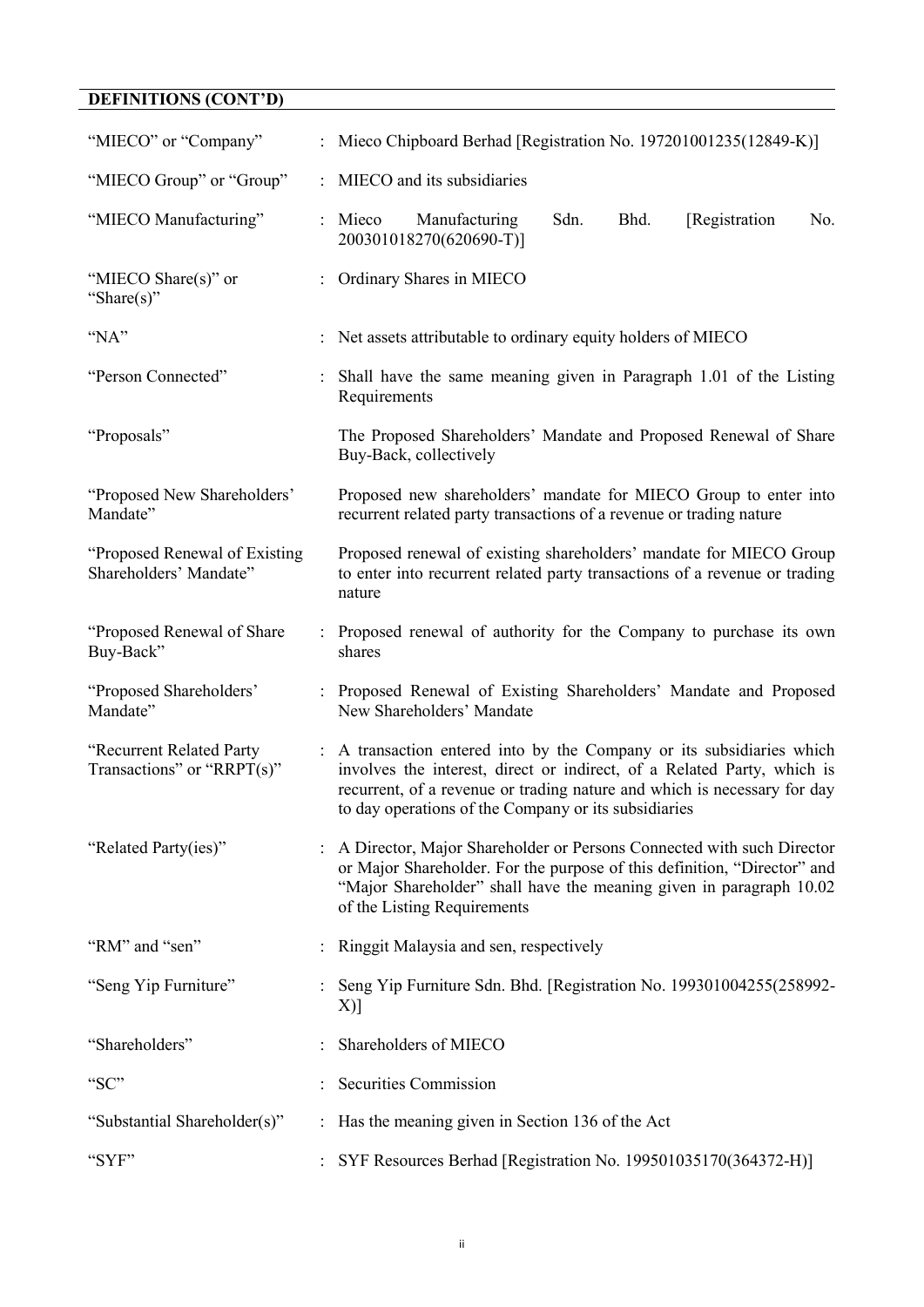## DEFINITIONS (CONT'D)

| | | |
|---|---|---|
| "MIECO" or "Company" | : | Mieco Chipboard Berhad [Registration No. 197201001235(12849-K)] |
| "MIECO Group" or "Group" | : | MIECO and its subsidiaries |
| "MIECO Manufacturing" | : | Mieco Manufacturing Sdn. Bhd. [Registration No. 200301018270(620690-T)] |
| "MIECO Share(s)" or "Share(s)" | : | Ordinary Shares in MIECO |
| "NA" | : | Net assets attributable to ordinary equity holders of MIECO |
| "Person Connected" | : | Shall have the same meaning given in Paragraph 1.01 of the Listing Requirements |
| "Proposals" | | The Proposed Shareholders' Mandate and Proposed Renewal of Share Buy-Back, collectively |
| "Proposed New Shareholders' Mandate" | | Proposed new shareholders' mandate for MIECO Group to enter into recurrent related party transactions of a revenue or trading nature |
| "Proposed Renewal of Existing Shareholders' Mandate" | | Proposed renewal of existing shareholders' mandate for MIECO Group to enter into recurrent related party transactions of a revenue or trading nature |
| "Proposed Renewal of Share Buy-Back" | : | Proposed renewal of authority for the Company to purchase its own shares |
| "Proposed Shareholders' Mandate" | : | Proposed Renewal of Existing Shareholders' Mandate and Proposed New Shareholders' Mandate |
| "Recurrent Related Party Transactions" or "RRPT(s)" | : | A transaction entered into by the Company or its subsidiaries which involves the interest, direct or indirect, of a Related Party, which is recurrent, of a revenue or trading nature and which is necessary for day to day operations of the Company or its subsidiaries |
| "Related Party(ies)" | : | A Director, Major Shareholder or Persons Connected with such Director or Major Shareholder. For the purpose of this definition, "Director" and "Major Shareholder" shall have the meaning given in paragraph 10.02 of the Listing Requirements |
| "RM" and "sen" | : | Ringgit Malaysia and sen, respectively |
| "Seng Yip Furniture" | : | Seng Yip Furniture Sdn. Bhd. [Registration No. 199301004255(258992-X)] |
| "Shareholders" | : | Shareholders of MIECO |
| "SC" | : | Securities Commission |
| "Substantial Shareholder(s)" | : | Has the meaning given in Section 136 of the Act |
| "SYF" | : | SYF Resources Berhad [Registration No. 199501035170(364372-H)] |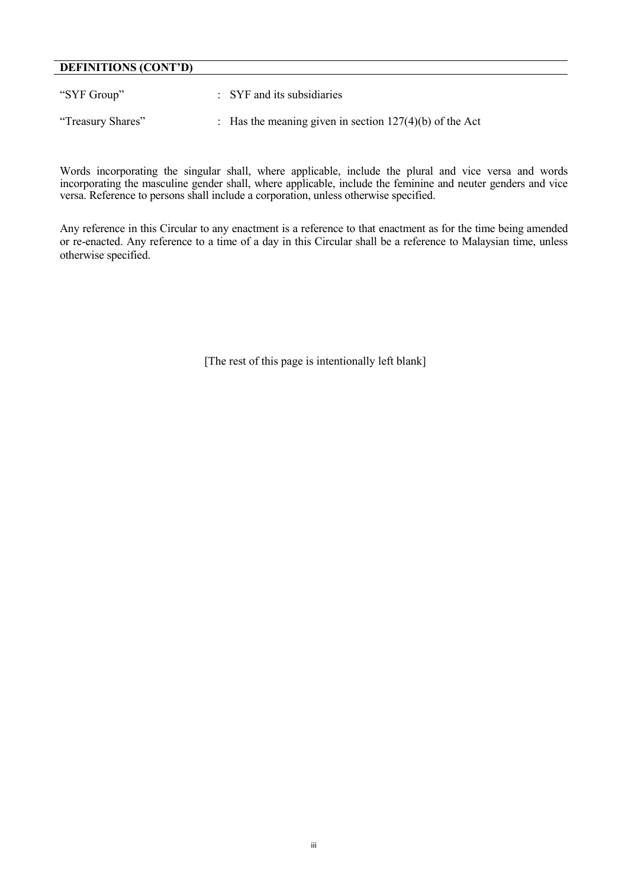**DEFINITIONS (CONT'D)**

| | | |
|---|---|---|
| "SYF Group" | : | SYF and its subsidiaries |
| "Treasury Shares" | : | Has the meaning given in section 127(4)(b) of the Act |

Words incorporating the singular shall, where applicable, include the plural and vice versa and words incorporating the masculine gender shall, where applicable, include the feminine and neuter genders and vice versa. Reference to persons shall include a corporation, unless otherwise specified.

Any reference in this Circular to any enactment is a reference to that enactment as for the time being amended or re-enacted. Any reference to a time of a day in this Circular shall be a reference to Malaysian time, unless otherwise specified.

[The rest of this page is intentionally left blank]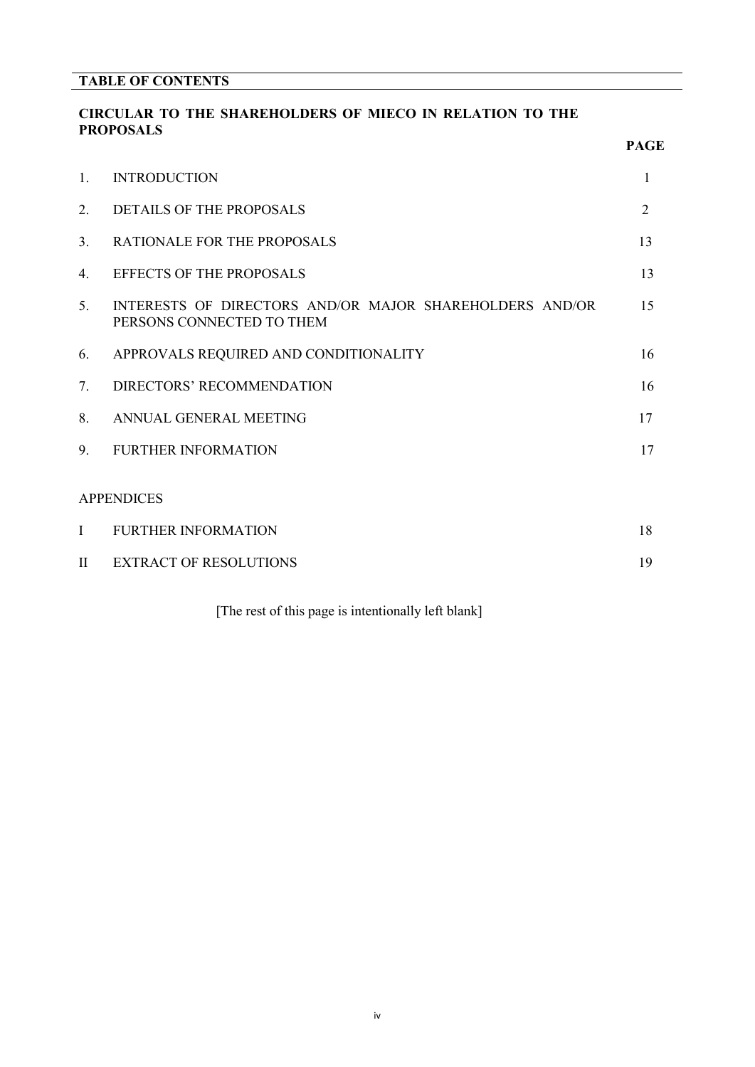## TABLE OF CONTENTS

### CIRCULAR TO THE SHAREHOLDERS OF MIECO IN RELATION TO THE PROPOSALS

| | | PAGE |
|---|---|---|
| 1. | INTRODUCTION | 1 |
| 2. | DETAILS OF THE PROPOSALS | 2 |
| 3. | RATIONALE FOR THE PROPOSALS | 13 |
| 4. | EFFECTS OF THE PROPOSALS | 13 |
| 5. | INTERESTS OF DIRECTORS AND/OR MAJOR SHAREHOLDERS AND/OR PERSONS CONNECTED TO THEM | 15 |
| 6. | APPROVALS REQUIRED AND CONDITIONALITY | 16 |
| 7. | DIRECTORS' RECOMMENDATION | 16 |
| 8. | ANNUAL GENERAL MEETING | 17 |
| 9. | FURTHER INFORMATION | 17 |

APPENDICES

| | | |
|---|---|---|
| I | FURTHER INFORMATION | 18 |
| II | EXTRACT OF RESOLUTIONS | 19 |

[The rest of this page is intentionally left blank]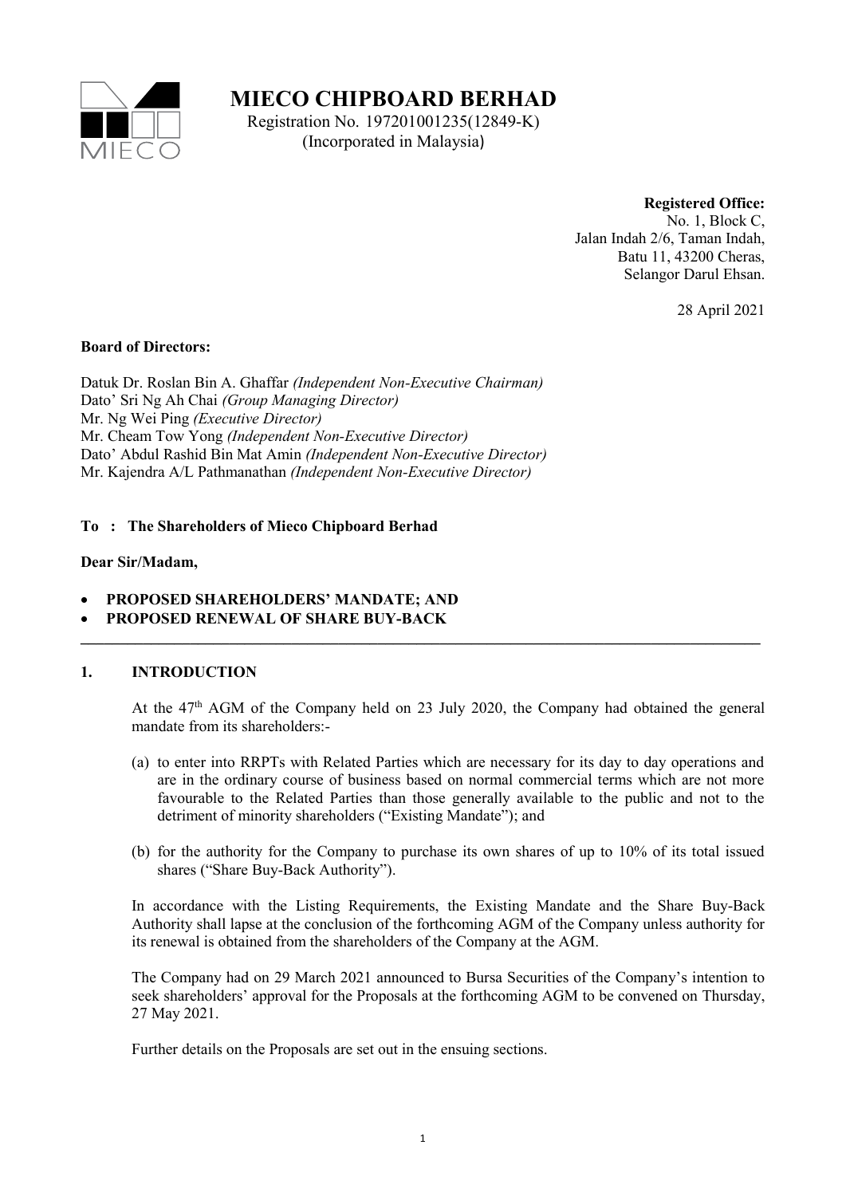# MIECO CHIPBOARD BERHAD

Registration No. 197201001235(12849-K)
(Incorporated in Malaysia)

**Registered Office:**
No. 1, Block C,
Jalan Indah 2/6, Taman Indah,
Batu 11, 43200 Cheras,
Selangor Darul Ehsan.

28 April 2021

**Board of Directors:**

Datuk Dr. Roslan Bin A. Ghaffar *(Independent Non-Executive Chairman)*
Dato' Sri Ng Ah Chai *(Group Managing Director)*
Mr. Ng Wei Ping *(Executive Director)*
Mr. Cheam Tow Yong *(Independent Non-Executive Director)*
Dato' Abdul Rashid Bin Mat Amin *(Independent Non-Executive Director)*
Mr. Kajendra A/L Pathmanathan *(Independent Non-Executive Director)*

**To : The Shareholders of Mieco Chipboard Berhad**

**Dear Sir/Madam,**

- **PROPOSED SHAREHOLDERS' MANDATE; AND**
- **PROPOSED RENEWAL OF SHARE BUY-BACK**

---

## 1. INTRODUCTION

At the 47th AGM of the Company held on 23 July 2020, the Company had obtained the general mandate from its shareholders:-

(a) to enter into RRPTs with Related Parties which are necessary for its day to day operations and are in the ordinary course of business based on normal commercial terms which are not more favourable to the Related Parties than those generally available to the public and not to the detriment of minority shareholders ("Existing Mandate"); and

(b) for the authority for the Company to purchase its own shares of up to 10% of its total issued shares ("Share Buy-Back Authority").

In accordance with the Listing Requirements, the Existing Mandate and the Share Buy-Back Authority shall lapse at the conclusion of the forthcoming AGM of the Company unless authority for its renewal is obtained from the shareholders of the Company at the AGM.

The Company had on 29 March 2021 announced to Bursa Securities of the Company's intention to seek shareholders' approval for the Proposals at the forthcoming AGM to be convened on Thursday, 27 May 2021.

Further details on the Proposals are set out in the ensuing sections.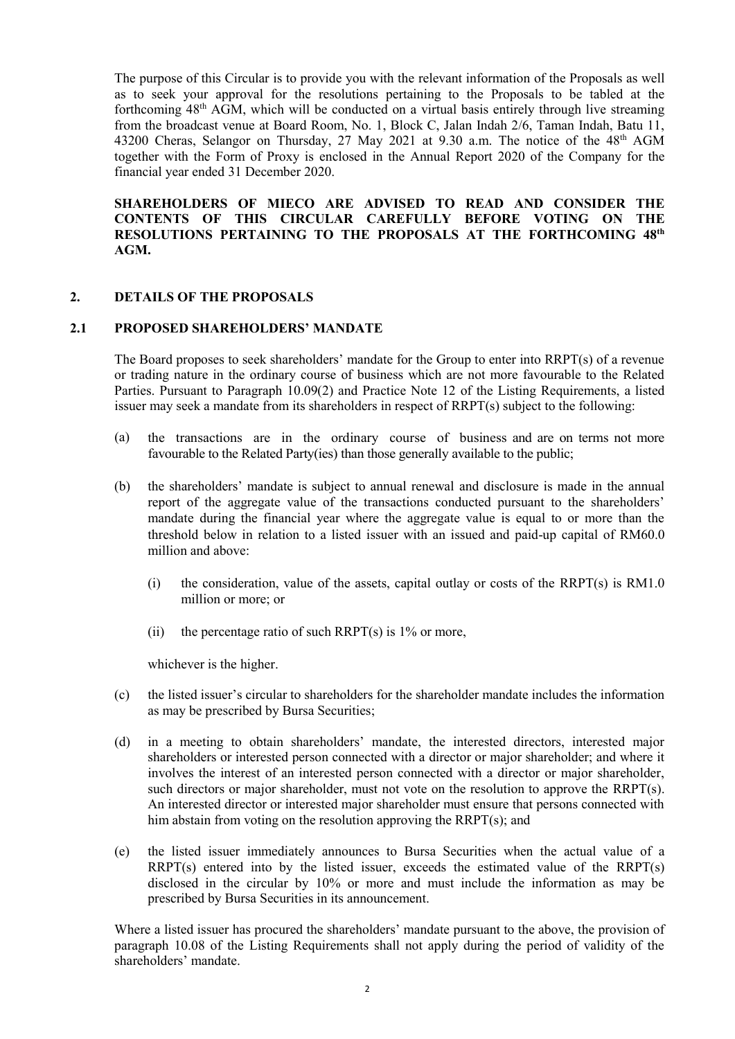The purpose of this Circular is to provide you with the relevant information of the Proposals as well as to seek your approval for the resolutions pertaining to the Proposals to be tabled at the forthcoming 48th AGM, which will be conducted on a virtual basis entirely through live streaming from the broadcast venue at Board Room, No. 1, Block C, Jalan Indah 2/6, Taman Indah, Batu 11, 43200 Cheras, Selangor on Thursday, 27 May 2021 at 9.30 a.m. The notice of the 48th AGM together with the Form of Proxy is enclosed in the Annual Report 2020 of the Company for the financial year ended 31 December 2020.

**SHAREHOLDERS OF MIECO ARE ADVISED TO READ AND CONSIDER THE CONTENTS OF THIS CIRCULAR CAREFULLY BEFORE VOTING ON THE RESOLUTIONS PERTAINING TO THE PROPOSALS AT THE FORTHCOMING 48th AGM.**

## 2. DETAILS OF THE PROPOSALS

### 2.1 PROPOSED SHAREHOLDERS' MANDATE

The Board proposes to seek shareholders' mandate for the Group to enter into RRPT(s) of a revenue or trading nature in the ordinary course of business which are not more favourable to the Related Parties. Pursuant to Paragraph 10.09(2) and Practice Note 12 of the Listing Requirements, a listed issuer may seek a mandate from its shareholders in respect of RRPT(s) subject to the following:

(a) the transactions are in the ordinary course of business and are on terms not more favourable to the Related Party(ies) than those generally available to the public;

(b) the shareholders' mandate is subject to annual renewal and disclosure is made in the annual report of the aggregate value of the transactions conducted pursuant to the shareholders' mandate during the financial year where the aggregate value is equal to or more than the threshold below in relation to a listed issuer with an issued and paid-up capital of RM60.0 million and above:

(i) the consideration, value of the assets, capital outlay or costs of the RRPT(s) is RM1.0 million or more; or

(ii) the percentage ratio of such RRPT(s) is 1% or more,

whichever is the higher.

(c) the listed issuer's circular to shareholders for the shareholder mandate includes the information as may be prescribed by Bursa Securities;

(d) in a meeting to obtain shareholders' mandate, the interested directors, interested major shareholders or interested person connected with a director or major shareholder; and where it involves the interest of an interested person connected with a director or major shareholder, such directors or major shareholder, must not vote on the resolution to approve the RRPT(s). An interested director or interested major shareholder must ensure that persons connected with him abstain from voting on the resolution approving the RRPT(s); and

(e) the listed issuer immediately announces to Bursa Securities when the actual value of a RRPT(s) entered into by the listed issuer, exceeds the estimated value of the RRPT(s) disclosed in the circular by 10% or more and must include the information as may be prescribed by Bursa Securities in its announcement.

Where a listed issuer has procured the shareholders' mandate pursuant to the above, the provision of paragraph 10.08 of the Listing Requirements shall not apply during the period of validity of the shareholders' mandate.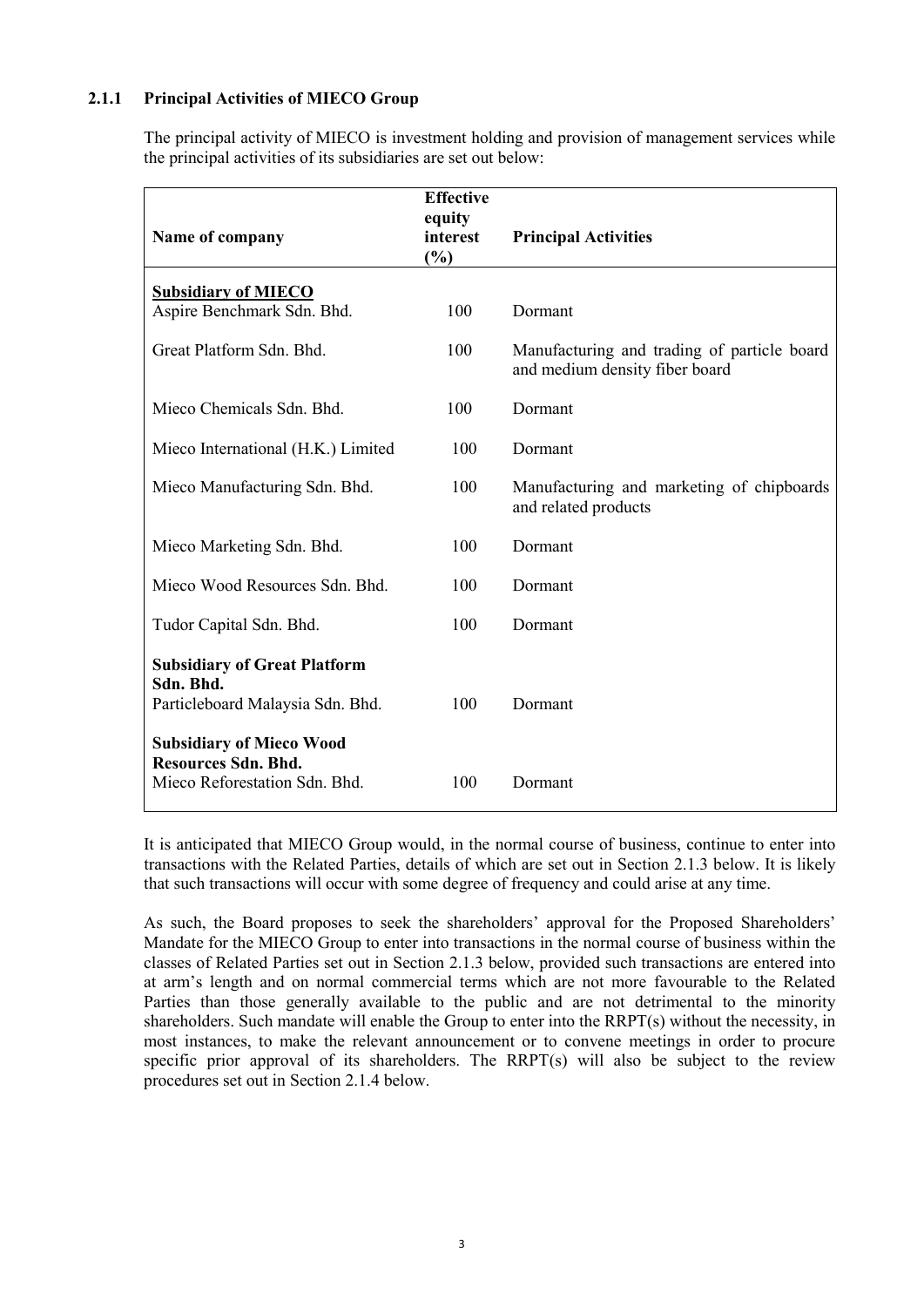### 2.1.1 Principal Activities of MIECO Group

The principal activity of MIECO is investment holding and provision of management services while the principal activities of its subsidiaries are set out below:

| Name of company | Effective equity interest (%) | Principal Activities |
|---|---|---|
| **Subsidiary of MIECO** | | |
| Aspire Benchmark Sdn. Bhd. | 100 | Dormant |
| Great Platform Sdn. Bhd. | 100 | Manufacturing and trading of particle board and medium density fiber board |
| Mieco Chemicals Sdn. Bhd. | 100 | Dormant |
| Mieco International (H.K.) Limited | 100 | Dormant |
| Mieco Manufacturing Sdn. Bhd. | 100 | Manufacturing and marketing of chipboards and related products |
| Mieco Marketing Sdn. Bhd. | 100 | Dormant |
| Mieco Wood Resources Sdn. Bhd. | 100 | Dormant |
| Tudor Capital Sdn. Bhd. | 100 | Dormant |
| **Subsidiary of Great Platform Sdn. Bhd.** | | |
| Particleboard Malaysia Sdn. Bhd. | 100 | Dormant |
| **Subsidiary of Mieco Wood Resources Sdn. Bhd.** | | |
| Mieco Reforestation Sdn. Bhd. | 100 | Dormant |

It is anticipated that MIECO Group would, in the normal course of business, continue to enter into transactions with the Related Parties, details of which are set out in Section 2.1.3 below. It is likely that such transactions will occur with some degree of frequency and could arise at any time.

As such, the Board proposes to seek the shareholders' approval for the Proposed Shareholders' Mandate for the MIECO Group to enter into transactions in the normal course of business within the classes of Related Parties set out in Section 2.1.3 below, provided such transactions are entered into at arm's length and on normal commercial terms which are not more favourable to the Related Parties than those generally available to the public and are not detrimental to the minority shareholders. Such mandate will enable the Group to enter into the RRPT(s) without the necessity, in most instances, to make the relevant announcement or to convene meetings in order to procure specific prior approval of its shareholders. The RRPT(s) will also be subject to the review procedures set out in Section 2.1.4 below.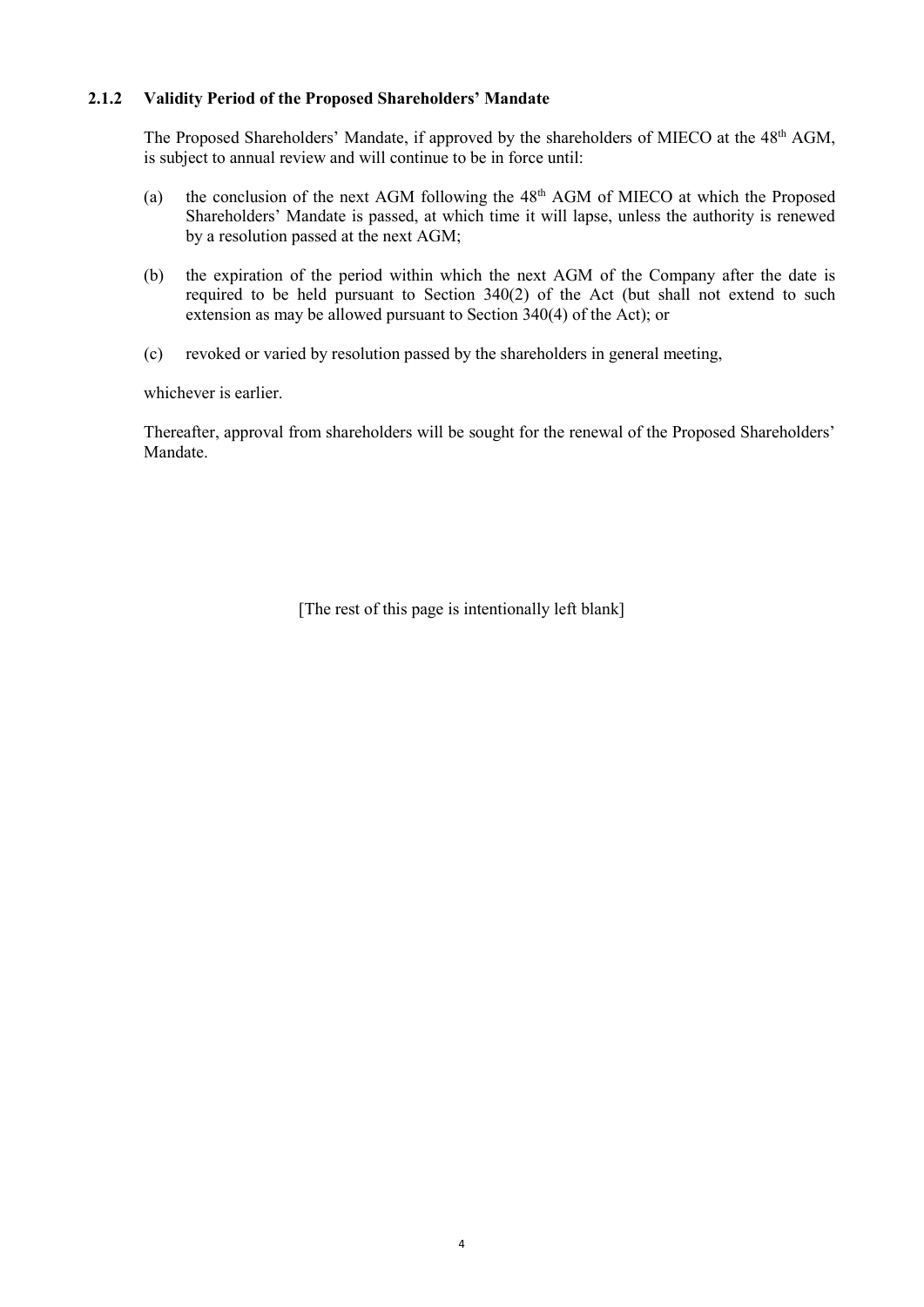### 2.1.2 Validity Period of the Proposed Shareholders' Mandate

The Proposed Shareholders' Mandate, if approved by the shareholders of MIECO at the 48th AGM, is subject to annual review and will continue to be in force until:

(a) the conclusion of the next AGM following the 48th AGM of MIECO at which the Proposed Shareholders' Mandate is passed, at which time it will lapse, unless the authority is renewed by a resolution passed at the next AGM;

(b) the expiration of the period within which the next AGM of the Company after the date is required to be held pursuant to Section 340(2) of the Act (but shall not extend to such extension as may be allowed pursuant to Section 340(4) of the Act); or

(c) revoked or varied by resolution passed by the shareholders in general meeting,

whichever is earlier.

Thereafter, approval from shareholders will be sought for the renewal of the Proposed Shareholders' Mandate.

[The rest of this page is intentionally left blank]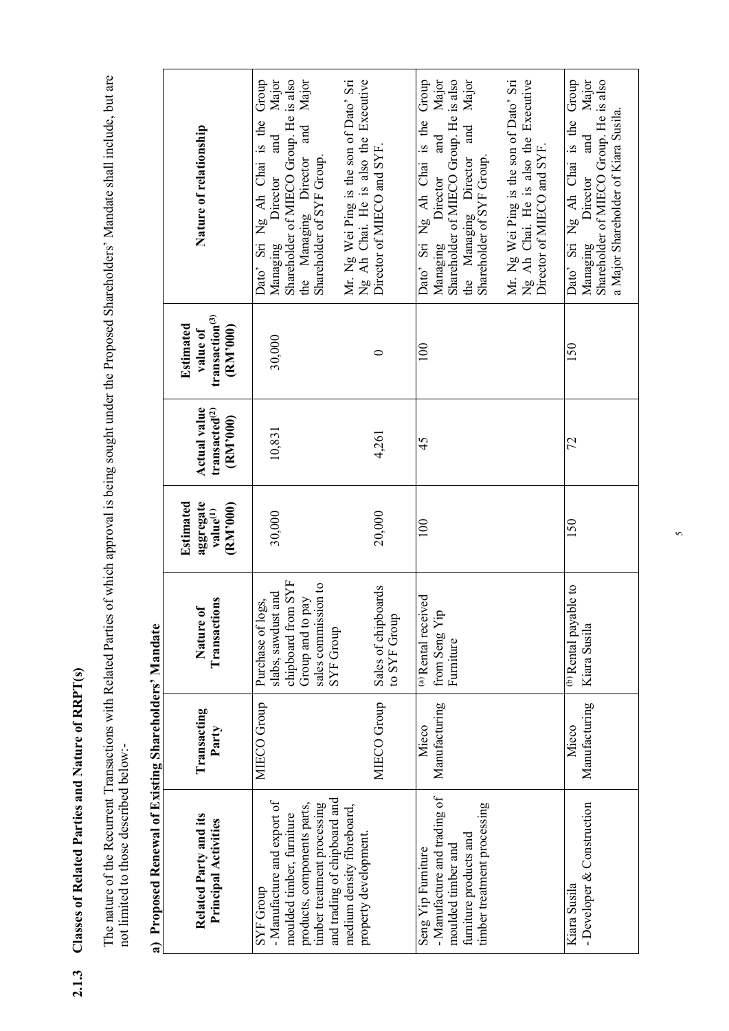### 2.1.3 Classes of Related Parties and Nature of RRPT(s)

The nature of the Recurrent Transactions with Related Parties of which approval is being sought under the Proposed Shareholders' Mandate shall include, but are not limited to those described below:-

**a) Proposed Renewal of Existing Shareholders' Mandate**

| Related Party and its Principal Activities | Transacting Party | Nature of Transactions | Estimated aggregate value[(1)] (RM'000) | Actual value transacted[(2)] (RM'000) | Estimated value of transaction[(3)] (RM'000) | Nature of relationship |
|---|---|---|---|---|---|---|
| SYF Group<br>- Manufacture and export of moulded timber, furniture products, components parts, timber treatment processing and trading of chipboard and medium density fibreboard, property development. | MIECO Group | Purchase of logs, slabs, sawdust and chipboard from SYF Group and to pay sales commission to SYF Group | 30,000 | 10,831 | 30,000 | Dato' Sri Ng Ah Chai is the Group Managing Director and Major Shareholder of MIECO Group. He is also the Managing Director and Major Shareholder of SYF Group.<br><br>Mr. Ng Wei Ping is the son of Dato' Sri Ng Ah Chai. He is also the Executive Director of MIECO and SYF. |
| | MIECO Group | Sales of chipboards to SYF Group | 20,000 | 4,261 | 0 | |
| Seng Yip Furniture<br>- Manufacture and trading of moulded timber and furniture products and timber treatment processing | Mieco Manufacturing | [(a)] Rental received from Seng Yip Furniture | 100 | 45 | 100 | Dato' Sri Ng Ah Chai is the Group Managing Director and Major Shareholder of MIECO Group. He is also the Managing Director and Major Shareholder of SYF Group.<br><br>Mr. Ng Wei Ping is the son of Dato' Sri Ng Ah Chai. He is also the Executive Director of MIECO and SYF. |
| Kiara Susila<br>- Developer & Construction | Mieco Manufacturing | [(b)] Rental payable to Kiara Susila | 150 | 72 | 150 | Dato' Sri Ng Ah Chai is the Group Managing Director and Major Shareholder of MIECO Group. He is also a Major Shareholder of Kiara Susila. |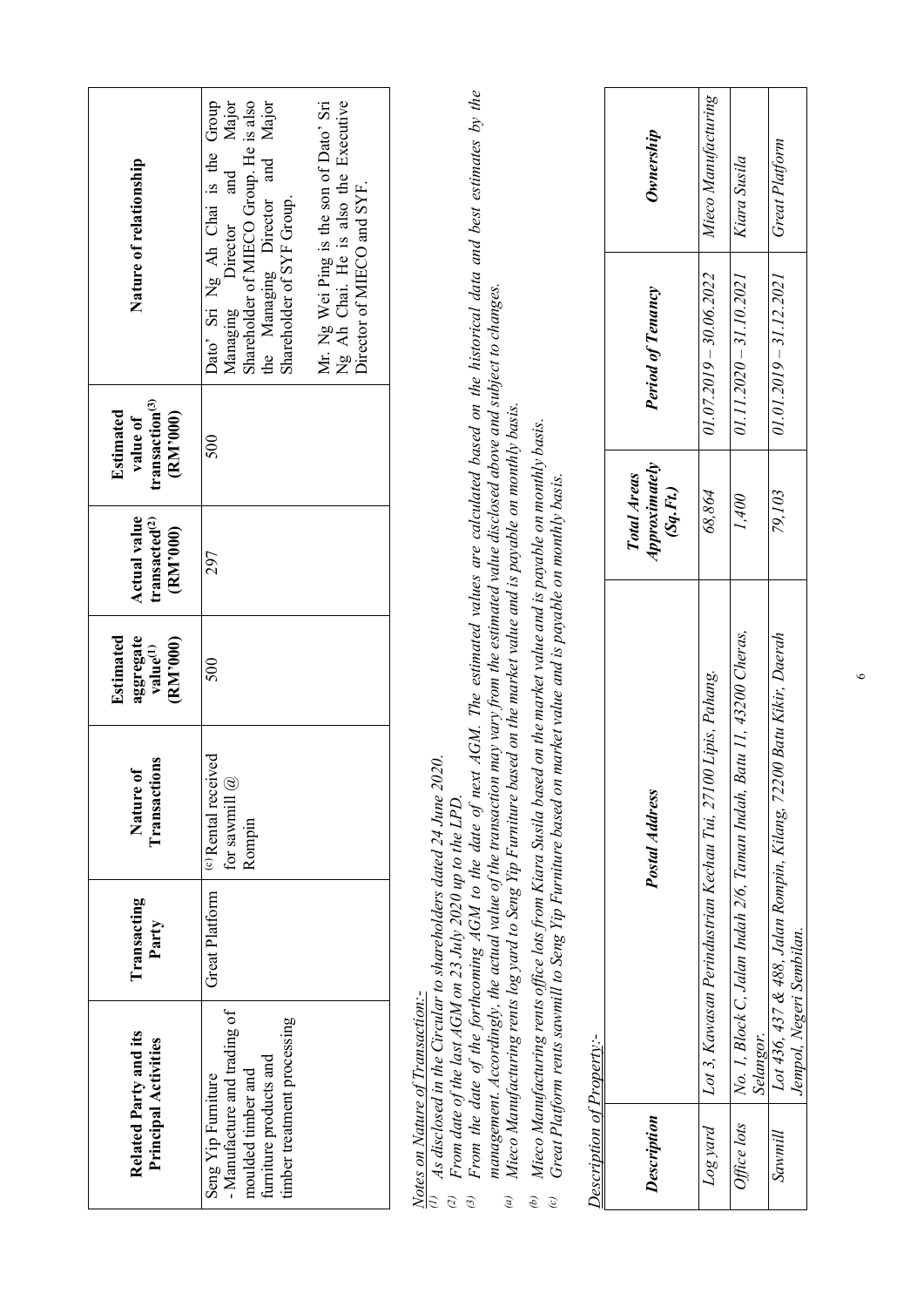| Related Party and its Principal Activities | Transacting Party | Nature of Transactions | Estimated aggregate value[1] (RM'000) | Actual value transacted[2] (RM'000) | Estimated value of transaction[3] (RM'000) | Nature of relationship |
|---|---|---|---|---|---|---|
| Seng Yip Furniture - Manufacture and trading of moulded timber and furniture products and timber treatment processing | Great Platform | [(c)] Rental received for sawmill @ Rompin | 500 | 297 | 500 | Dato' Sri Ng Ah Chai is the Group Managing Director and Major Shareholder of MIECO Group. He is also the Managing Director and Major Shareholder of SYF Group.<br><br>Mr. Ng Wei Ping is the son of Dato' Sri Ng Ah Chai. He is also the Executive Director of MIECO and SYF. |

Notes on Nature of Transaction:-

[(1)] *As disclosed in the Circular to shareholders dated 24 June 2020.*

[(2)] *From date of the last AGM on 23 July 2020 up to the LPD.*

[(3)] *From the date of the forthcoming AGM to the date of next AGM. The estimated values are calculated based on the historical data and best estimates by the management. Accordingly, the actual value of the transaction may vary from the estimated value disclosed above and subject to changes.*

[(a)] *Mieco Manufacturing rents log yard to Seng Yip Furniture based on the market value and is payable on monthly basis.*

[(b)] *Mieco Manufacturing rents office lots from Kiara Susila based on the market value and is payable on monthly basis.*

[(c)] *Great Platform rents sawmill to Seng Yip Furniture based on market value and is payable on monthly basis.*

Description of Property:-

| *Description* | *Postal Address* | *Total Areas Approximately (Sq.Ft.)* | *Period of Tenancy* | *Ownership* |
|---|---|---|---|---|
| *Log yard* | *Lot 3, Kawasan Perindustrian Kechau Tui, 27100 Lipis, Pahang.* | *68,864* | *01.07.2019 – 30.06.2022* | *Mieco Manufacturing* |
| *Office lots* | *No. 1, Block C, Jalan Indah 2/6, Taman Indah, Batu 11, 43200 Cheras, Selangor.* | *1,400* | *01.11.2020 – 31.10.2021* | *Kiara Susila* |
| *Sawmill* | *Lot 436, 437 & 488, Jalan Rompin, Kilang, 72200 Batu Kikir, Daerah Jempol, Negeri Sembilan.* | *79,103* | *01.01.2019 – 31.12.2021* | *Great Platform* |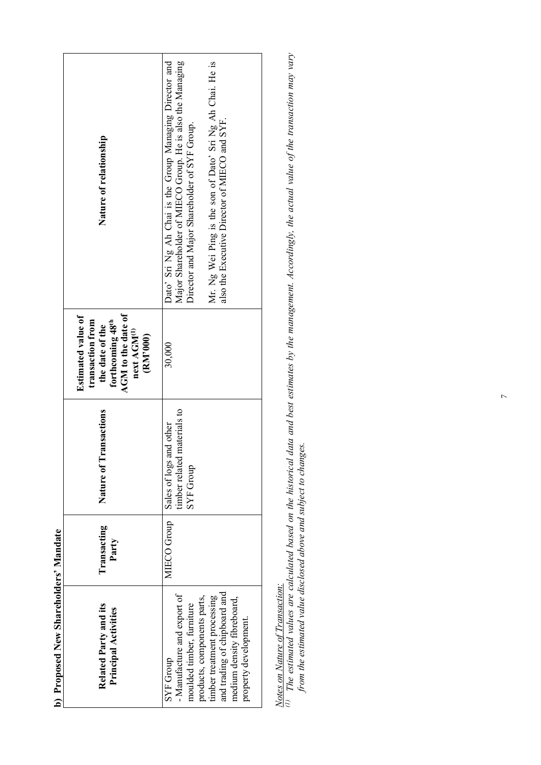**b) Proposed New Shareholders' Mandate**

| Related Party and its Principal Activities | Transacting Party | Nature of Transactions | Estimated value of transaction from the date of the forthcoming 48th AGM to the date of next AGM[1] (RM'000) | Nature of relationship |
|---|---|---|---|---|
| SYF Group - Manufacture and export of moulded timber, furniture products, components parts, timber treatment processing and trading of chipboard and medium density fibreboard, property development. | MIECO Group | Sales of logs and other timber related materials to SYF Group | 30,000 | Dato' Sri Ng Ah Chai is the Group Managing Director and Major Shareholder of MIECO Group. He is also the Managing Director and Major Shareholder of SYF Group. Mr. Ng Wei Ping is the son of Dato' Sri Ng Ah Chai. He is also the Executive Director of MIECO and SYF. |

Notes on Nature of Transaction:

[1] *The estimated values are calculated based on the historical data and best estimates by the management. Accordingly, the actual value of the transaction may vary from the estimated value disclosed above and subject to changes.*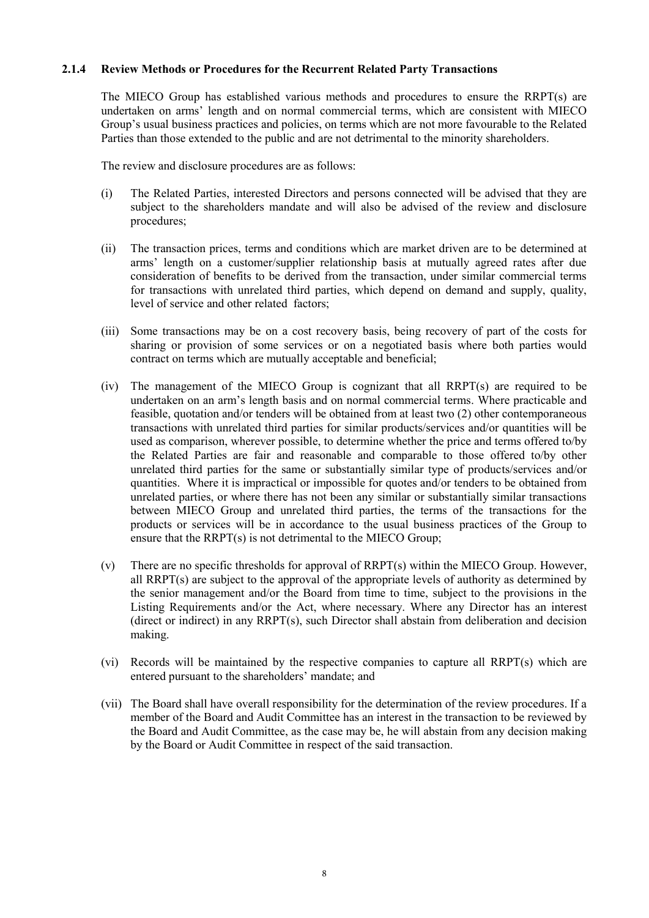### 2.1.4 Review Methods or Procedures for the Recurrent Related Party Transactions

The MIECO Group has established various methods and procedures to ensure the RRPT(s) are undertaken on arms' length and on normal commercial terms, which are consistent with MIECO Group's usual business practices and policies, on terms which are not more favourable to the Related Parties than those extended to the public and are not detrimental to the minority shareholders.

The review and disclosure procedures are as follows:

(i) The Related Parties, interested Directors and persons connected will be advised that they are subject to the shareholders mandate and will also be advised of the review and disclosure procedures;

(ii) The transaction prices, terms and conditions which are market driven are to be determined at arms' length on a customer/supplier relationship basis at mutually agreed rates after due consideration of benefits to be derived from the transaction, under similar commercial terms for transactions with unrelated third parties, which depend on demand and supply, quality, level of service and other related factors;

(iii) Some transactions may be on a cost recovery basis, being recovery of part of the costs for sharing or provision of some services or on a negotiated basis where both parties would contract on terms which are mutually acceptable and beneficial;

(iv) The management of the MIECO Group is cognizant that all RRPT(s) are required to be undertaken on an arm's length basis and on normal commercial terms. Where practicable and feasible, quotation and/or tenders will be obtained from at least two (2) other contemporaneous transactions with unrelated third parties for similar products/services and/or quantities will be used as comparison, wherever possible, to determine whether the price and terms offered to/by the Related Parties are fair and reasonable and comparable to those offered to/by other unrelated third parties for the same or substantially similar type of products/services and/or quantities. Where it is impractical or impossible for quotes and/or tenders to be obtained from unrelated parties, or where there has not been any similar or substantially similar transactions between MIECO Group and unrelated third parties, the terms of the transactions for the products or services will be in accordance to the usual business practices of the Group to ensure that the RRPT(s) is not detrimental to the MIECO Group;

(v) There are no specific thresholds for approval of RRPT(s) within the MIECO Group. However, all RRPT(s) are subject to the approval of the appropriate levels of authority as determined by the senior management and/or the Board from time to time, subject to the provisions in the Listing Requirements and/or the Act, where necessary. Where any Director has an interest (direct or indirect) in any RRPT(s), such Director shall abstain from deliberation and decision making.

(vi) Records will be maintained by the respective companies to capture all RRPT(s) which are entered pursuant to the shareholders' mandate; and

(vii) The Board shall have overall responsibility for the determination of the review procedures. If a member of the Board and Audit Committee has an interest in the transaction to be reviewed by the Board and Audit Committee, as the case may be, he will abstain from any decision making by the Board or Audit Committee in respect of the said transaction.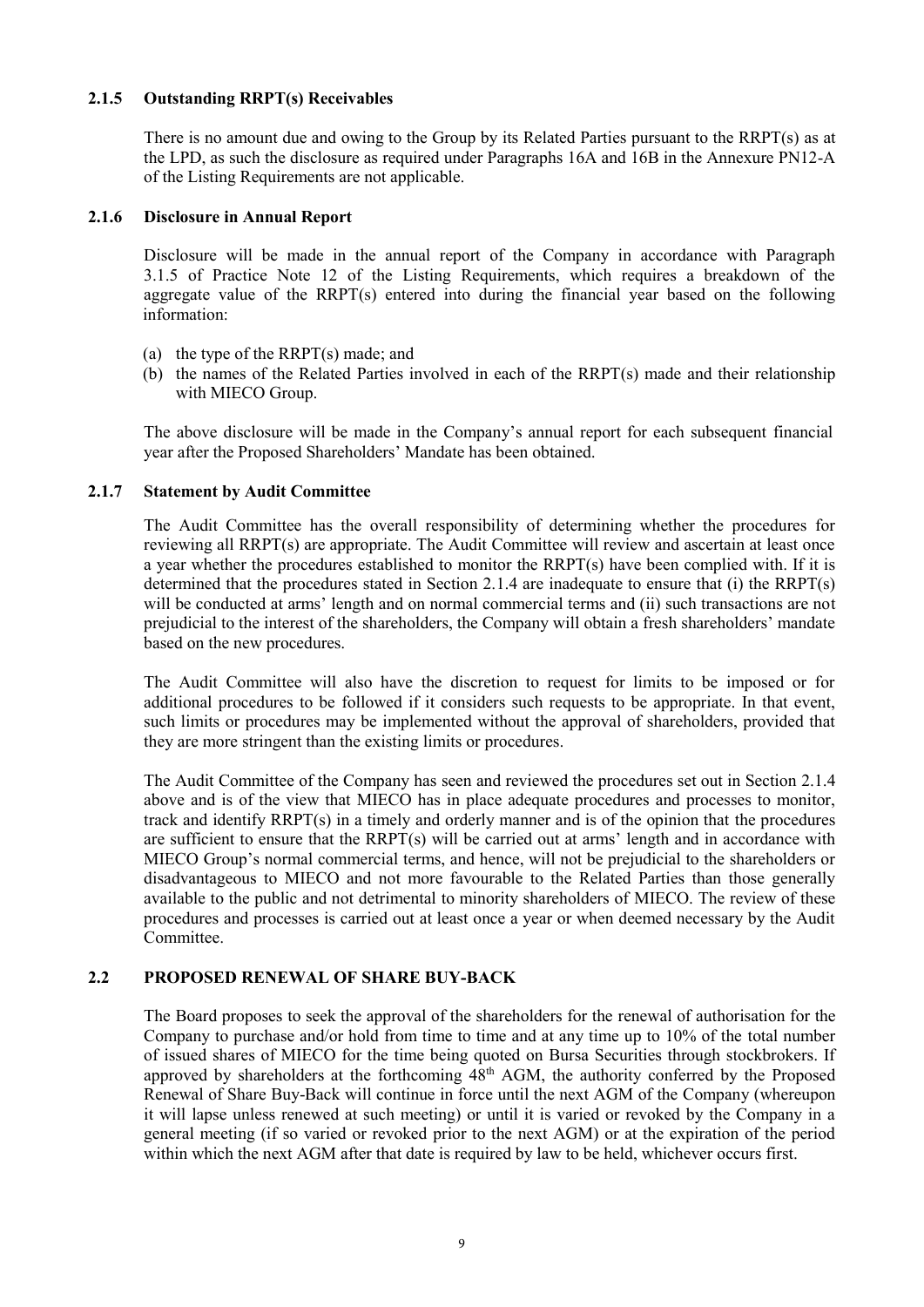### 2.1.5 Outstanding RRPT(s) Receivables

There is no amount due and owing to the Group by its Related Parties pursuant to the RRPT(s) as at the LPD, as such the disclosure as required under Paragraphs 16A and 16B in the Annexure PN12-A of the Listing Requirements are not applicable.

### 2.1.6 Disclosure in Annual Report

Disclosure will be made in the annual report of the Company in accordance with Paragraph 3.1.5 of Practice Note 12 of the Listing Requirements, which requires a breakdown of the aggregate value of the RRPT(s) entered into during the financial year based on the following information:

(a) the type of the RRPT(s) made; and
(b) the names of the Related Parties involved in each of the RRPT(s) made and their relationship with MIECO Group.

The above disclosure will be made in the Company's annual report for each subsequent financial year after the Proposed Shareholders' Mandate has been obtained.

### 2.1.7 Statement by Audit Committee

The Audit Committee has the overall responsibility of determining whether the procedures for reviewing all RRPT(s) are appropriate. The Audit Committee will review and ascertain at least once a year whether the procedures established to monitor the RRPT(s) have been complied with. If it is determined that the procedures stated in Section 2.1.4 are inadequate to ensure that (i) the RRPT(s) will be conducted at arms' length and on normal commercial terms and (ii) such transactions are not prejudicial to the interest of the shareholders, the Company will obtain a fresh shareholders' mandate based on the new procedures.

The Audit Committee will also have the discretion to request for limits to be imposed or for additional procedures to be followed if it considers such requests to be appropriate. In that event, such limits or procedures may be implemented without the approval of shareholders, provided that they are more stringent than the existing limits or procedures.

The Audit Committee of the Company has seen and reviewed the procedures set out in Section 2.1.4 above and is of the view that MIECO has in place adequate procedures and processes to monitor, track and identify RRPT(s) in a timely and orderly manner and is of the opinion that the procedures are sufficient to ensure that the RRPT(s) will be carried out at arms' length and in accordance with MIECO Group's normal commercial terms, and hence, will not be prejudicial to the shareholders or disadvantageous to MIECO and not more favourable to the Related Parties than those generally available to the public and not detrimental to minority shareholders of MIECO. The review of these procedures and processes is carried out at least once a year or when deemed necessary by the Audit Committee.

## 2.2 PROPOSED RENEWAL OF SHARE BUY-BACK

The Board proposes to seek the approval of the shareholders for the renewal of authorisation for the Company to purchase and/or hold from time to time and at any time up to 10% of the total number of issued shares of MIECO for the time being quoted on Bursa Securities through stockbrokers. If approved by shareholders at the forthcoming 48th AGM, the authority conferred by the Proposed Renewal of Share Buy-Back will continue in force until the next AGM of the Company (whereupon it will lapse unless renewed at such meeting) or until it is varied or revoked by the Company in a general meeting (if so varied or revoked prior to the next AGM) or at the expiration of the period within which the next AGM after that date is required by law to be held, whichever occurs first.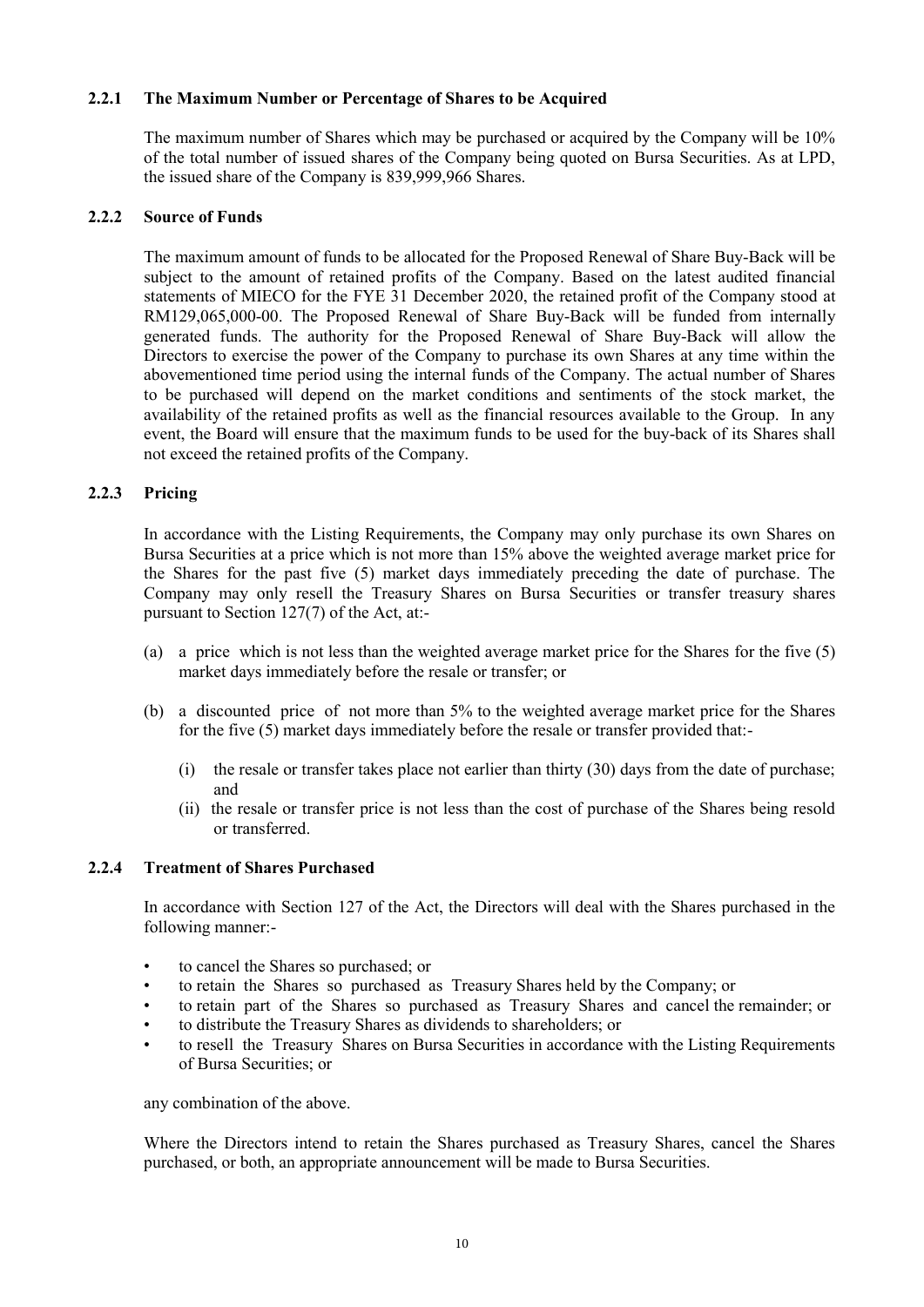### 2.2.1 The Maximum Number or Percentage of Shares to be Acquired

The maximum number of Shares which may be purchased or acquired by the Company will be 10% of the total number of issued shares of the Company being quoted on Bursa Securities. As at LPD, the issued share of the Company is 839,999,966 Shares.

### 2.2.2 Source of Funds

The maximum amount of funds to be allocated for the Proposed Renewal of Share Buy-Back will be subject to the amount of retained profits of the Company. Based on the latest audited financial statements of MIECO for the FYE 31 December 2020, the retained profit of the Company stood at RM129,065,000-00. The Proposed Renewal of Share Buy-Back will be funded from internally generated funds. The authority for the Proposed Renewal of Share Buy-Back will allow the Directors to exercise the power of the Company to purchase its own Shares at any time within the abovementioned time period using the internal funds of the Company. The actual number of Shares to be purchased will depend on the market conditions and sentiments of the stock market, the availability of the retained profits as well as the financial resources available to the Group. In any event, the Board will ensure that the maximum funds to be used for the buy-back of its Shares shall not exceed the retained profits of the Company.

### 2.2.3 Pricing

In accordance with the Listing Requirements, the Company may only purchase its own Shares on Bursa Securities at a price which is not more than 15% above the weighted average market price for the Shares for the past five (5) market days immediately preceding the date of purchase. The Company may only resell the Treasury Shares on Bursa Securities or transfer treasury shares pursuant to Section 127(7) of the Act, at:-

(a) a price which is not less than the weighted average market price for the Shares for the five (5) market days immediately before the resale or transfer; or

(b) a discounted price of not more than 5% to the weighted average market price for the Shares for the five (5) market days immediately before the resale or transfer provided that:-

   (i) the resale or transfer takes place not earlier than thirty (30) days from the date of purchase; and
   
   (ii) the resale or transfer price is not less than the cost of purchase of the Shares being resold or transferred.

### 2.2.4 Treatment of Shares Purchased

In accordance with Section 127 of the Act, the Directors will deal with the Shares purchased in the following manner:-

- to cancel the Shares so purchased; or
- to retain the Shares so purchased as Treasury Shares held by the Company; or
- to retain part of the Shares so purchased as Treasury Shares and cancel the remainder; or
- to distribute the Treasury Shares as dividends to shareholders; or
- to resell the Treasury Shares on Bursa Securities in accordance with the Listing Requirements of Bursa Securities; or

any combination of the above.

Where the Directors intend to retain the Shares purchased as Treasury Shares, cancel the Shares purchased, or both, an appropriate announcement will be made to Bursa Securities.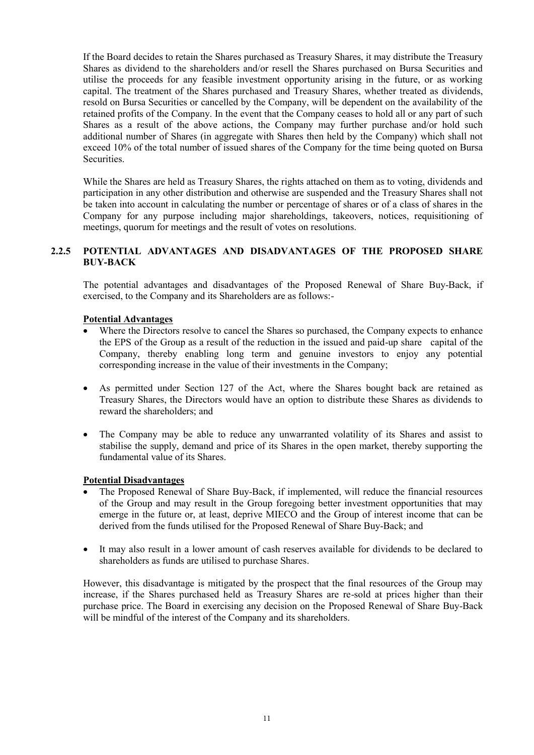If the Board decides to retain the Shares purchased as Treasury Shares, it may distribute the Treasury Shares as dividend to the shareholders and/or resell the Shares purchased on Bursa Securities and utilise the proceeds for any feasible investment opportunity arising in the future, or as working capital. The treatment of the Shares purchased and Treasury Shares, whether treated as dividends, resold on Bursa Securities or cancelled by the Company, will be dependent on the availability of the retained profits of the Company. In the event that the Company ceases to hold all or any part of such Shares as a result of the above actions, the Company may further purchase and/or hold such additional number of Shares (in aggregate with Shares then held by the Company) which shall not exceed 10% of the total number of issued shares of the Company for the time being quoted on Bursa Securities.

While the Shares are held as Treasury Shares, the rights attached on them as to voting, dividends and participation in any other distribution and otherwise are suspended and the Treasury Shares shall not be taken into account in calculating the number or percentage of shares or of a class of shares in the Company for any purpose including major shareholdings, takeovers, notices, requisitioning of meetings, quorum for meetings and the result of votes on resolutions.

### 2.2.5 POTENTIAL ADVANTAGES AND DISADVANTAGES OF THE PROPOSED SHARE BUY-BACK

The potential advantages and disadvantages of the Proposed Renewal of Share Buy-Back, if exercised, to the Company and its Shareholders are as follows:-

**Potential Advantages**

- Where the Directors resolve to cancel the Shares so purchased, the Company expects to enhance the EPS of the Group as a result of the reduction in the issued and paid-up share capital of the Company, thereby enabling long term and genuine investors to enjoy any potential corresponding increase in the value of their investments in the Company;
- As permitted under Section 127 of the Act, where the Shares bought back are retained as Treasury Shares, the Directors would have an option to distribute these Shares as dividends to reward the shareholders; and
- The Company may be able to reduce any unwarranted volatility of its Shares and assist to stabilise the supply, demand and price of its Shares in the open market, thereby supporting the fundamental value of its Shares.

**Potential Disadvantages**

- The Proposed Renewal of Share Buy-Back, if implemented, will reduce the financial resources of the Group and may result in the Group foregoing better investment opportunities that may emerge in the future or, at least, deprive MIECO and the Group of interest income that can be derived from the funds utilised for the Proposed Renewal of Share Buy-Back; and
- It may also result in a lower amount of cash reserves available for dividends to be declared to shareholders as funds are utilised to purchase Shares.

However, this disadvantage is mitigated by the prospect that the final resources of the Group may increase, if the Shares purchased held as Treasury Shares are re-sold at prices higher than their purchase price. The Board in exercising any decision on the Proposed Renewal of Share Buy-Back will be mindful of the interest of the Company and its shareholders.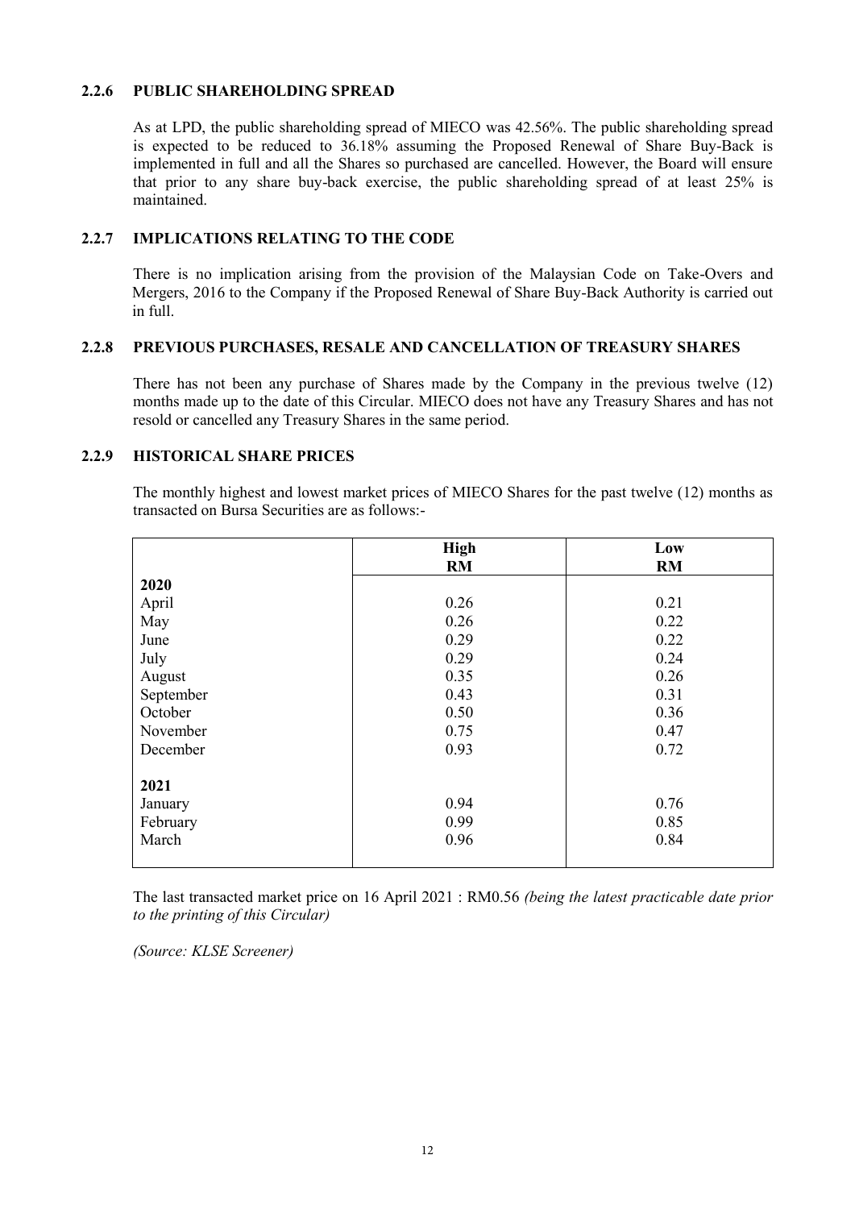### 2.2.6 PUBLIC SHAREHOLDING SPREAD

As at LPD, the public shareholding spread of MIECO was 42.56%. The public shareholding spread is expected to be reduced to 36.18% assuming the Proposed Renewal of Share Buy-Back is implemented in full and all the Shares so purchased are cancelled. However, the Board will ensure that prior to any share buy-back exercise, the public shareholding spread of at least 25% is maintained.

### 2.2.7 IMPLICATIONS RELATING TO THE CODE

There is no implication arising from the provision of the Malaysian Code on Take-Overs and Mergers, 2016 to the Company if the Proposed Renewal of Share Buy-Back Authority is carried out in full.

### 2.2.8 PREVIOUS PURCHASES, RESALE AND CANCELLATION OF TREASURY SHARES

There has not been any purchase of Shares made by the Company in the previous twelve (12) months made up to the date of this Circular. MIECO does not have any Treasury Shares and has not resold or cancelled any Treasury Shares in the same period.

### 2.2.9 HISTORICAL SHARE PRICES

The monthly highest and lowest market prices of MIECO Shares for the past twelve (12) months as transacted on Bursa Securities are as follows:-

| | **High RM** | **Low RM** |
|---|---|---|
| **2020** | | |
| April | 0.26 | 0.21 |
| May | 0.26 | 0.22 |
| June | 0.29 | 0.22 |
| July | 0.29 | 0.24 |
| August | 0.35 | 0.26 |
| September | 0.43 | 0.31 |
| October | 0.50 | 0.36 |
| November | 0.75 | 0.47 |
| December | 0.93 | 0.72 |
| **2021** | | |
| January | 0.94 | 0.76 |
| February | 0.99 | 0.85 |
| March | 0.96 | 0.84 |

The last transacted market price on 16 April 2021 : RM0.56 *(being the latest practicable date prior to the printing of this Circular)*

*(Source: KLSE Screener)*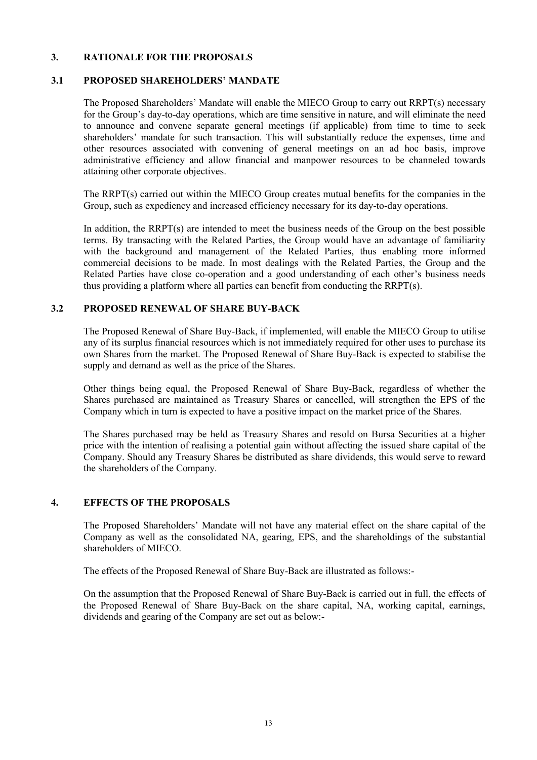## 3. RATIONALE FOR THE PROPOSALS

### 3.1 PROPOSED SHAREHOLDERS' MANDATE

The Proposed Shareholders' Mandate will enable the MIECO Group to carry out RRPT(s) necessary for the Group's day-to-day operations, which are time sensitive in nature, and will eliminate the need to announce and convene separate general meetings (if applicable) from time to time to seek shareholders' mandate for such transaction. This will substantially reduce the expenses, time and other resources associated with convening of general meetings on an ad hoc basis, improve administrative efficiency and allow financial and manpower resources to be channeled towards attaining other corporate objectives.

The RRPT(s) carried out within the MIECO Group creates mutual benefits for the companies in the Group, such as expediency and increased efficiency necessary for its day-to-day operations.

In addition, the RRPT(s) are intended to meet the business needs of the Group on the best possible terms. By transacting with the Related Parties, the Group would have an advantage of familiarity with the background and management of the Related Parties, thus enabling more informed commercial decisions to be made. In most dealings with the Related Parties, the Group and the Related Parties have close co-operation and a good understanding of each other's business needs thus providing a platform where all parties can benefit from conducting the RRPT(s).

### 3.2 PROPOSED RENEWAL OF SHARE BUY-BACK

The Proposed Renewal of Share Buy-Back, if implemented, will enable the MIECO Group to utilise any of its surplus financial resources which is not immediately required for other uses to purchase its own Shares from the market. The Proposed Renewal of Share Buy-Back is expected to stabilise the supply and demand as well as the price of the Shares.

Other things being equal, the Proposed Renewal of Share Buy-Back, regardless of whether the Shares purchased are maintained as Treasury Shares or cancelled, will strengthen the EPS of the Company which in turn is expected to have a positive impact on the market price of the Shares.

The Shares purchased may be held as Treasury Shares and resold on Bursa Securities at a higher price with the intention of realising a potential gain without affecting the issued share capital of the Company. Should any Treasury Shares be distributed as share dividends, this would serve to reward the shareholders of the Company.

## 4. EFFECTS OF THE PROPOSALS

The Proposed Shareholders' Mandate will not have any material effect on the share capital of the Company as well as the consolidated NA, gearing, EPS, and the shareholdings of the substantial shareholders of MIECO.

The effects of the Proposed Renewal of Share Buy-Back are illustrated as follows:-

On the assumption that the Proposed Renewal of Share Buy-Back is carried out in full, the effects of the Proposed Renewal of Share Buy-Back on the share capital, NA, working capital, earnings, dividends and gearing of the Company are set out as below:-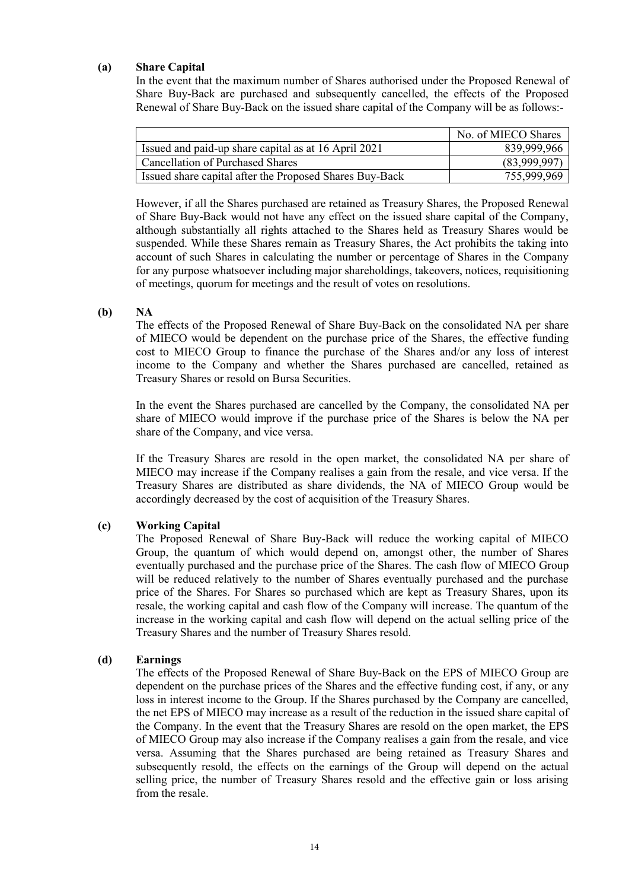**(a) Share Capital**

In the event that the maximum number of Shares authorised under the Proposed Renewal of Share Buy-Back are purchased and subsequently cancelled, the effects of the Proposed Renewal of Share Buy-Back on the issued share capital of the Company will be as follows:-

| | No. of MIECO Shares |
|---|---:|
| Issued and paid-up share capital as at 16 April 2021 | 839,999,966 |
| Cancellation of Purchased Shares | (83,999,997) |
| Issued share capital after the Proposed Shares Buy-Back | 755,999,969 |

However, if all the Shares purchased are retained as Treasury Shares, the Proposed Renewal of Share Buy-Back would not have any effect on the issued share capital of the Company, although substantially all rights attached to the Shares held as Treasury Shares would be suspended. While these Shares remain as Treasury Shares, the Act prohibits the taking into account of such Shares in calculating the number or percentage of Shares in the Company for any purpose whatsoever including major shareholdings, takeovers, notices, requisitioning of meetings, quorum for meetings and the result of votes on resolutions.

**(b) NA**

The effects of the Proposed Renewal of Share Buy-Back on the consolidated NA per share of MIECO would be dependent on the purchase price of the Shares, the effective funding cost to MIECO Group to finance the purchase of the Shares and/or any loss of interest income to the Company and whether the Shares purchased are cancelled, retained as Treasury Shares or resold on Bursa Securities.

In the event the Shares purchased are cancelled by the Company, the consolidated NA per share of MIECO would improve if the purchase price of the Shares is below the NA per share of the Company, and vice versa.

If the Treasury Shares are resold in the open market, the consolidated NA per share of MIECO may increase if the Company realises a gain from the resale, and vice versa. If the Treasury Shares are distributed as share dividends, the NA of MIECO Group would be accordingly decreased by the cost of acquisition of the Treasury Shares.

**(c) Working Capital**

The Proposed Renewal of Share Buy-Back will reduce the working capital of MIECO Group, the quantum of which would depend on, amongst other, the number of Shares eventually purchased and the purchase price of the Shares. The cash flow of MIECO Group will be reduced relatively to the number of Shares eventually purchased and the purchase price of the Shares. For Shares so purchased which are kept as Treasury Shares, upon its resale, the working capital and cash flow of the Company will increase. The quantum of the increase in the working capital and cash flow will depend on the actual selling price of the Treasury Shares and the number of Treasury Shares resold.

**(d) Earnings**

The effects of the Proposed Renewal of Share Buy-Back on the EPS of MIECO Group are dependent on the purchase prices of the Shares and the effective funding cost, if any, or any loss in interest income to the Group. If the Shares purchased by the Company are cancelled, the net EPS of MIECO may increase as a result of the reduction in the issued share capital of the Company. In the event that the Treasury Shares are resold on the open market, the EPS of MIECO Group may also increase if the Company realises a gain from the resale, and vice versa. Assuming that the Shares purchased are being retained as Treasury Shares and subsequently resold, the effects on the earnings of the Group will depend on the actual selling price, the number of Treasury Shares resold and the effective gain or loss arising from the resale.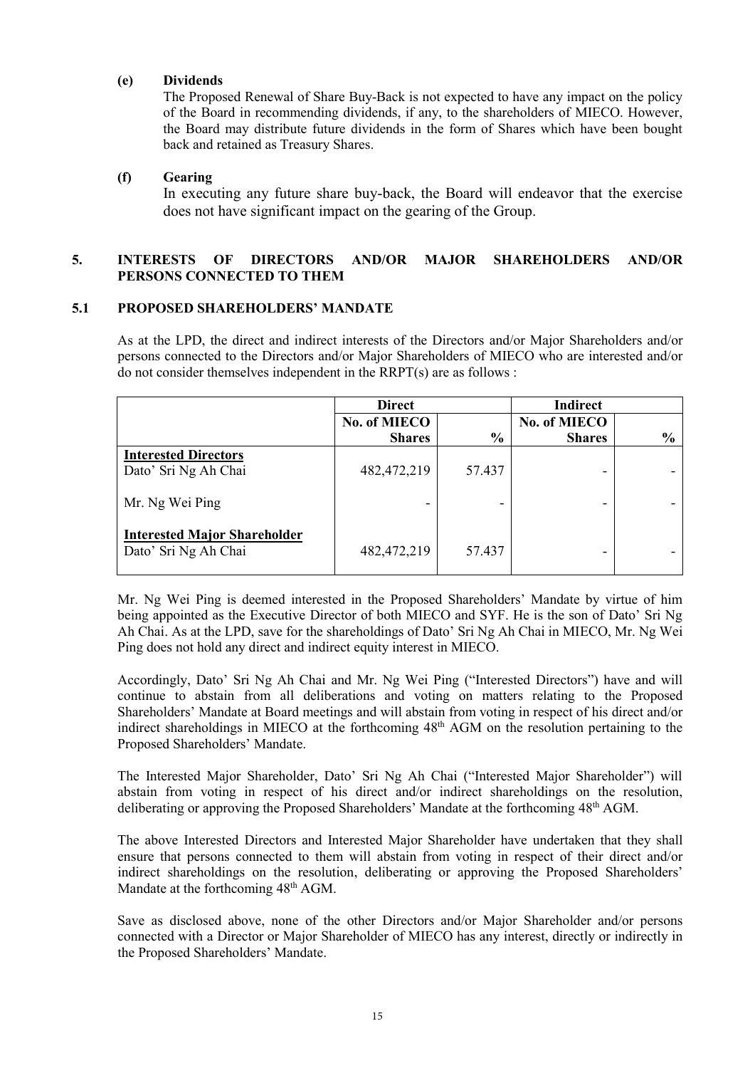**(e) Dividends**

The Proposed Renewal of Share Buy-Back is not expected to have any impact on the policy of the Board in recommending dividends, if any, to the shareholders of MIECO. However, the Board may distribute future dividends in the form of Shares which have been bought back and retained as Treasury Shares.

**(f) Gearing**

In executing any future share buy-back, the Board will endeavor that the exercise does not have significant impact on the gearing of the Group.

## 5. INTERESTS OF DIRECTORS AND/OR MAJOR SHAREHOLDERS AND/OR PERSONS CONNECTED TO THEM

### 5.1 PROPOSED SHAREHOLDERS' MANDATE

As at the LPD, the direct and indirect interests of the Directors and/or Major Shareholders and/or persons connected to the Directors and/or Major Shareholders of MIECO who are interested and/or do not consider themselves independent in the RRPT(s) are as follows :

| | **Direct** | | **Indirect** | |
|---|---|---|---|---|
| | **No. of MIECO Shares** | **%** | **No. of MIECO Shares** | **%** |
| **Interested Directors** | | | | |
| Dato' Sri Ng Ah Chai | 482,472,219 | 57.437 | - | - |
| Mr. Ng Wei Ping | - | - | - | - |
| **Interested Major Shareholder** | | | | |
| Dato' Sri Ng Ah Chai | 482,472,219 | 57.437 | - | - |

Mr. Ng Wei Ping is deemed interested in the Proposed Shareholders' Mandate by virtue of him being appointed as the Executive Director of both MIECO and SYF. He is the son of Dato' Sri Ng Ah Chai. As at the LPD, save for the shareholdings of Dato' Sri Ng Ah Chai in MIECO, Mr. Ng Wei Ping does not hold any direct and indirect equity interest in MIECO.

Accordingly, Dato' Sri Ng Ah Chai and Mr. Ng Wei Ping ("Interested Directors") have and will continue to abstain from all deliberations and voting on matters relating to the Proposed Shareholders' Mandate at Board meetings and will abstain from voting in respect of his direct and/or indirect shareholdings in MIECO at the forthcoming 48th AGM on the resolution pertaining to the Proposed Shareholders' Mandate.

The Interested Major Shareholder, Dato' Sri Ng Ah Chai ("Interested Major Shareholder") will abstain from voting in respect of his direct and/or indirect shareholdings on the resolution, deliberating or approving the Proposed Shareholders' Mandate at the forthcoming 48th AGM.

The above Interested Directors and Interested Major Shareholder have undertaken that they shall ensure that persons connected to them will abstain from voting in respect of their direct and/or indirect shareholdings on the resolution, deliberating or approving the Proposed Shareholders' Mandate at the forthcoming 48th AGM.

Save as disclosed above, none of the other Directors and/or Major Shareholder and/or persons connected with a Director or Major Shareholder of MIECO has any interest, directly or indirectly in the Proposed Shareholders' Mandate.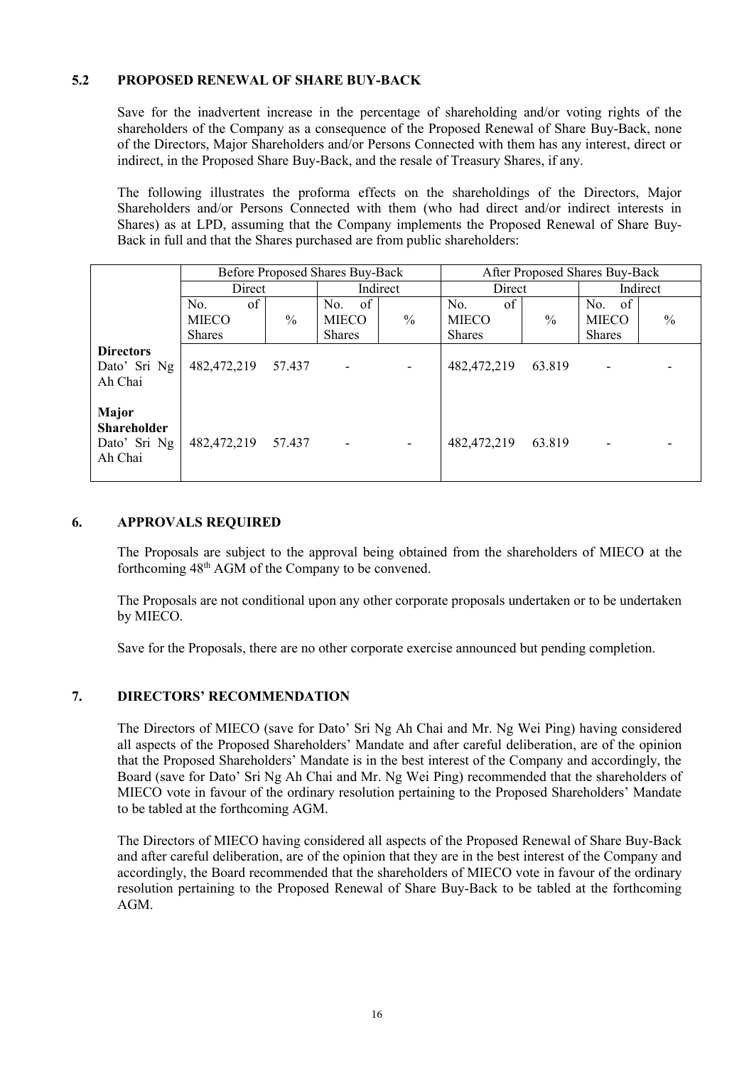### 5.2 PROPOSED RENEWAL OF SHARE BUY-BACK

Save for the inadvertent increase in the percentage of shareholding and/or voting rights of the shareholders of the Company as a consequence of the Proposed Renewal of Share Buy-Back, none of the Directors, Major Shareholders and/or Persons Connected with them has any interest, direct or indirect, in the Proposed Share Buy-Back, and the resale of Treasury Shares, if any.

The following illustrates the proforma effects on the shareholdings of the Directors, Major Shareholders and/or Persons Connected with them (who had direct and/or indirect interests in Shares) as at LPD, assuming that the Company implements the Proposed Renewal of Share Buy-Back in full and that the Shares purchased are from public shareholders:

| | Before Proposed Shares Buy-Back | | | | After Proposed Shares Buy-Back | | | |
|---|---|---|---|---|---|---|---|---|
| | Direct | | Indirect | | Direct | | Indirect | |
| | No. of MIECO Shares | % | No. of MIECO Shares | % | No. of MIECO Shares | % | No. of MIECO Shares | % |
| **Directors** | | | | | | | | |
| Dato' Sri Ng Ah Chai | 482,472,219 | 57.437 | - | - | 482,472,219 | 63.819 | - | - |
| **Major Shareholder** | | | | | | | | |
| Dato' Sri Ng Ah Chai | 482,472,219 | 57.437 | - | - | 482,472,219 | 63.819 | - | - |

## 6. APPROVALS REQUIRED

The Proposals are subject to the approval being obtained from the shareholders of MIECO at the forthcoming 48th AGM of the Company to be convened.

The Proposals are not conditional upon any other corporate proposals undertaken or to be undertaken by MIECO.

Save for the Proposals, there are no other corporate exercise announced but pending completion.

## 7. DIRECTORS' RECOMMENDATION

The Directors of MIECO (save for Dato' Sri Ng Ah Chai and Mr. Ng Wei Ping) having considered all aspects of the Proposed Shareholders' Mandate and after careful deliberation, are of the opinion that the Proposed Shareholders' Mandate is in the best interest of the Company and accordingly, the Board (save for Dato' Sri Ng Ah Chai and Mr. Ng Wei Ping) recommended that the shareholders of MIECO vote in favour of the ordinary resolution pertaining to the Proposed Shareholders' Mandate to be tabled at the forthcoming AGM.

The Directors of MIECO having considered all aspects of the Proposed Renewal of Share Buy-Back and after careful deliberation, are of the opinion that they are in the best interest of the Company and accordingly, the Board recommended that the shareholders of MIECO vote in favour of the ordinary resolution pertaining to the Proposed Renewal of Share Buy-Back to be tabled at the forthcoming AGM.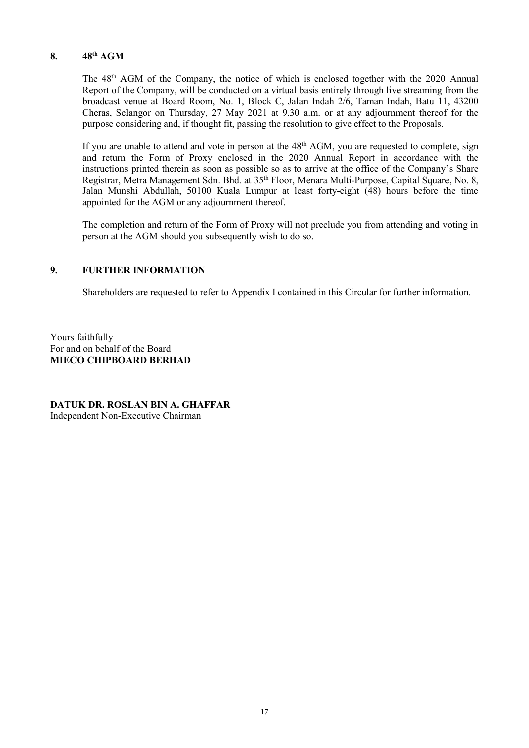## 8. 48th AGM

The 48th AGM of the Company, the notice of which is enclosed together with the 2020 Annual Report of the Company, will be conducted on a virtual basis entirely through live streaming from the broadcast venue at Board Room, No. 1, Block C, Jalan Indah 2/6, Taman Indah, Batu 11, 43200 Cheras, Selangor on Thursday, 27 May 2021 at 9.30 a.m. or at any adjournment thereof for the purpose considering and, if thought fit, passing the resolution to give effect to the Proposals.

If you are unable to attend and vote in person at the 48th AGM, you are requested to complete, sign and return the Form of Proxy enclosed in the 2020 Annual Report in accordance with the instructions printed therein as soon as possible so as to arrive at the office of the Company's Share Registrar, Metra Management Sdn. Bhd. at 35th Floor, Menara Multi-Purpose, Capital Square, No. 8, Jalan Munshi Abdullah, 50100 Kuala Lumpur at least forty-eight (48) hours before the time appointed for the AGM or any adjournment thereof.

The completion and return of the Form of Proxy will not preclude you from attending and voting in person at the AGM should you subsequently wish to do so.

## 9. FURTHER INFORMATION

Shareholders are requested to refer to Appendix I contained in this Circular for further information.

Yours faithfully
For and on behalf of the Board
**MIECO CHIPBOARD BERHAD**

**DATUK DR. ROSLAN BIN A. GHAFFAR**
Independent Non-Executive Chairman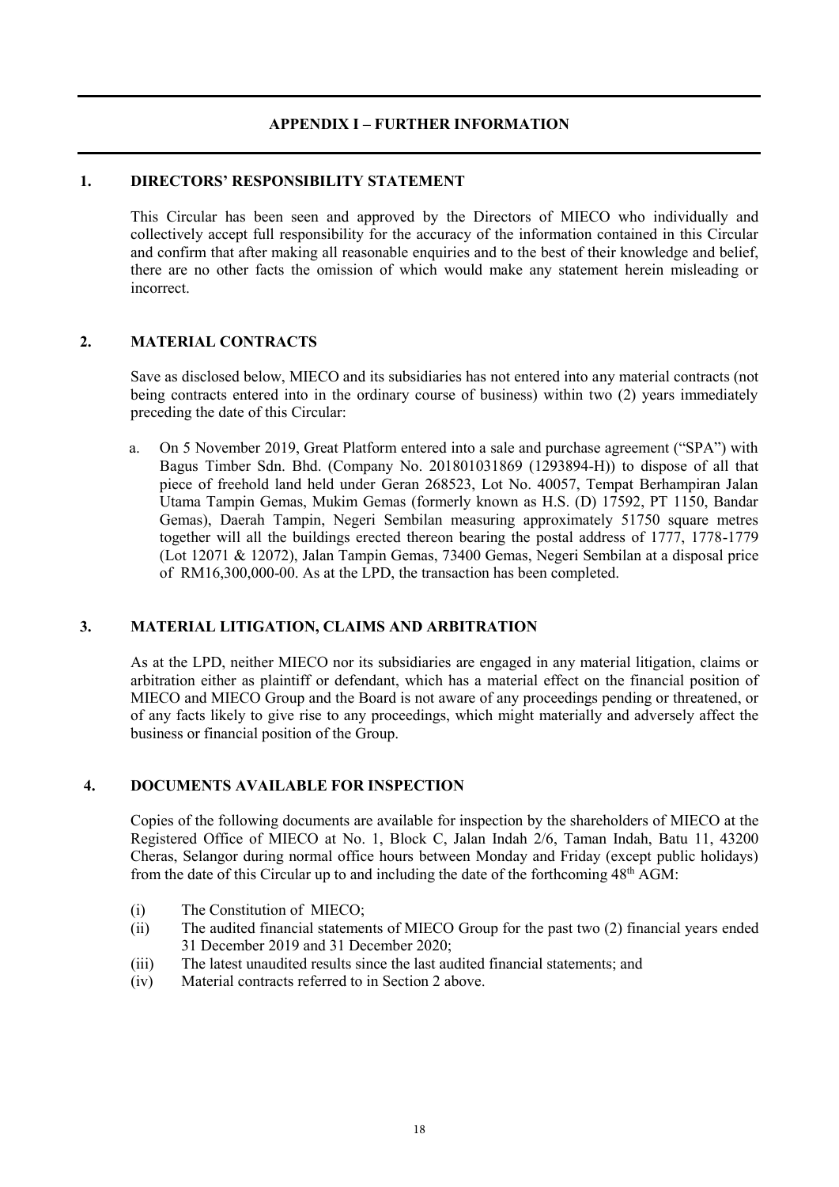# APPENDIX I – FURTHER INFORMATION

## 1. DIRECTORS' RESPONSIBILITY STATEMENT

This Circular has been seen and approved by the Directors of MIECO who individually and collectively accept full responsibility for the accuracy of the information contained in this Circular and confirm that after making all reasonable enquiries and to the best of their knowledge and belief, there are no other facts the omission of which would make any statement herein misleading or incorrect.

## 2. MATERIAL CONTRACTS

Save as disclosed below, MIECO and its subsidiaries has not entered into any material contracts (not being contracts entered into in the ordinary course of business) within two (2) years immediately preceding the date of this Circular:

a. On 5 November 2019, Great Platform entered into a sale and purchase agreement ("SPA") with Bagus Timber Sdn. Bhd. (Company No. 201801031869 (1293894-H)) to dispose of all that piece of freehold land held under Geran 268523, Lot No. 40057, Tempat Berhampiran Jalan Utama Tampin Gemas, Mukim Gemas (formerly known as H.S. (D) 17592, PT 1150, Bandar Gemas), Daerah Tampin, Negeri Sembilan measuring approximately 51750 square metres together will all the buildings erected thereon bearing the postal address of 1777, 1778-1779 (Lot 12071 & 12072), Jalan Tampin Gemas, 73400 Gemas, Negeri Sembilan at a disposal price of RM16,300,000-00. As at the LPD, the transaction has been completed.

## 3. MATERIAL LITIGATION, CLAIMS AND ARBITRATION

As at the LPD, neither MIECO nor its subsidiaries are engaged in any material litigation, claims or arbitration either as plaintiff or defendant, which has a material effect on the financial position of MIECO and MIECO Group and the Board is not aware of any proceedings pending or threatened, or of any facts likely to give rise to any proceedings, which might materially and adversely affect the business or financial position of the Group.

## 4. DOCUMENTS AVAILABLE FOR INSPECTION

Copies of the following documents are available for inspection by the shareholders of MIECO at the Registered Office of MIECO at No. 1, Block C, Jalan Indah 2/6, Taman Indah, Batu 11, 43200 Cheras, Selangor during normal office hours between Monday and Friday (except public holidays) from the date of this Circular up to and including the date of the forthcoming 48th AGM:

(i) The Constitution of MIECO;

(ii) The audited financial statements of MIECO Group for the past two (2) financial years ended 31 December 2019 and 31 December 2020;

(iii) The latest unaudited results since the last audited financial statements; and

(iv) Material contracts referred to in Section 2 above.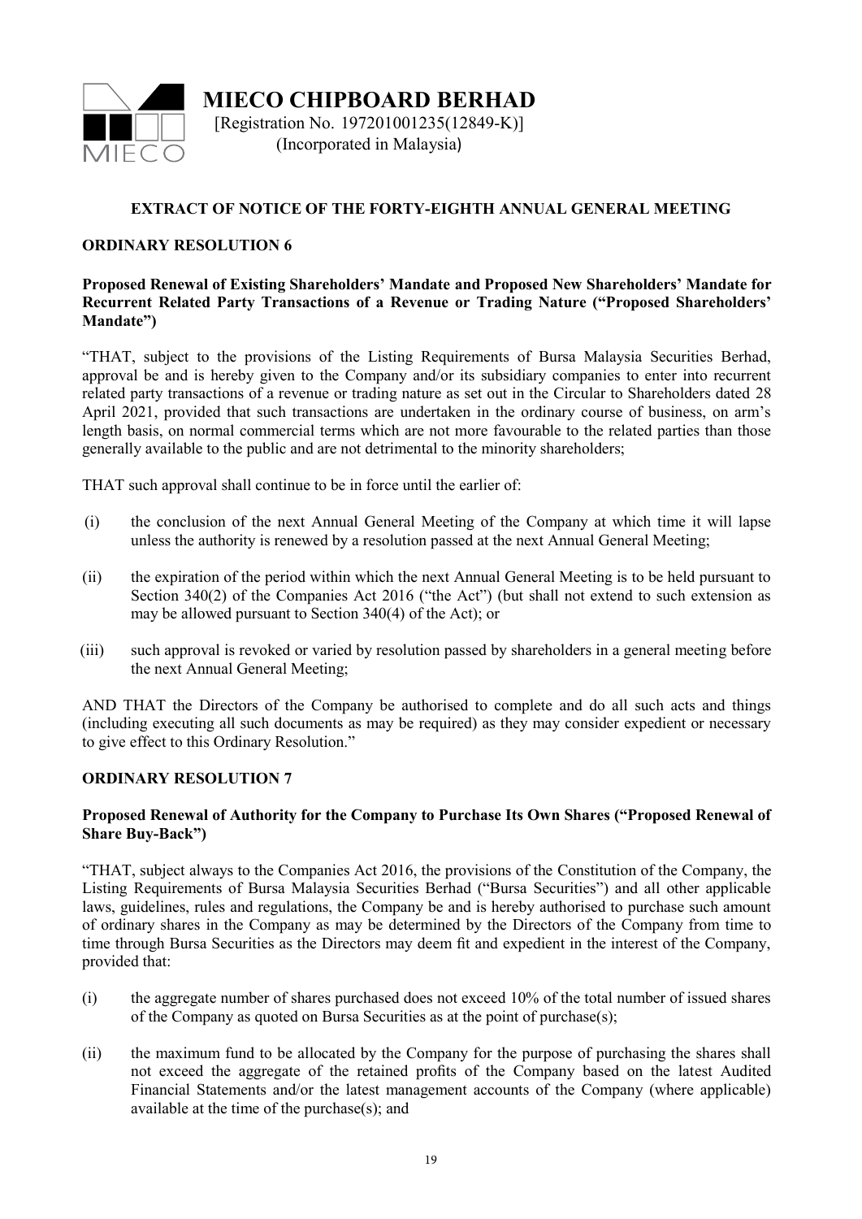# MIECO CHIPBOARD BERHAD

[Registration No. 197201001235(12849-K)]
(Incorporated in Malaysia)

## EXTRACT OF NOTICE OF THE FORTY-EIGHTH ANNUAL GENERAL MEETING

### ORDINARY RESOLUTION 6

**Proposed Renewal of Existing Shareholders' Mandate and Proposed New Shareholders' Mandate for Recurrent Related Party Transactions of a Revenue or Trading Nature ("Proposed Shareholders' Mandate")**

"THAT, subject to the provisions of the Listing Requirements of Bursa Malaysia Securities Berhad, approval be and is hereby given to the Company and/or its subsidiary companies to enter into recurrent related party transactions of a revenue or trading nature as set out in the Circular to Shareholders dated 28 April 2021, provided that such transactions are undertaken in the ordinary course of business, on arm's length basis, on normal commercial terms which are not more favourable to the related parties than those generally available to the public and are not detrimental to the minority shareholders;

THAT such approval shall continue to be in force until the earlier of:

(i) the conclusion of the next Annual General Meeting of the Company at which time it will lapse unless the authority is renewed by a resolution passed at the next Annual General Meeting;

(ii) the expiration of the period within which the next Annual General Meeting is to be held pursuant to Section 340(2) of the Companies Act 2016 ("the Act") (but shall not extend to such extension as may be allowed pursuant to Section 340(4) of the Act); or

(iii) such approval is revoked or varied by resolution passed by shareholders in a general meeting before the next Annual General Meeting;

AND THAT the Directors of the Company be authorised to complete and do all such acts and things (including executing all such documents as may be required) as they may consider expedient or necessary to give effect to this Ordinary Resolution."

### ORDINARY RESOLUTION 7

**Proposed Renewal of Authority for the Company to Purchase Its Own Shares ("Proposed Renewal of Share Buy-Back")**

"THAT, subject always to the Companies Act 2016, the provisions of the Constitution of the Company, the Listing Requirements of Bursa Malaysia Securities Berhad ("Bursa Securities") and all other applicable laws, guidelines, rules and regulations, the Company be and is hereby authorised to purchase such amount of ordinary shares in the Company as may be determined by the Directors of the Company from time to time through Bursa Securities as the Directors may deem fit and expedient in the interest of the Company, provided that:

(i) the aggregate number of shares purchased does not exceed 10% of the total number of issued shares of the Company as quoted on Bursa Securities as at the point of purchase(s);

(ii) the maximum fund to be allocated by the Company for the purpose of purchasing the shares shall not exceed the aggregate of the retained profits of the Company based on the latest Audited Financial Statements and/or the latest management accounts of the Company (where applicable) available at the time of the purchase(s); and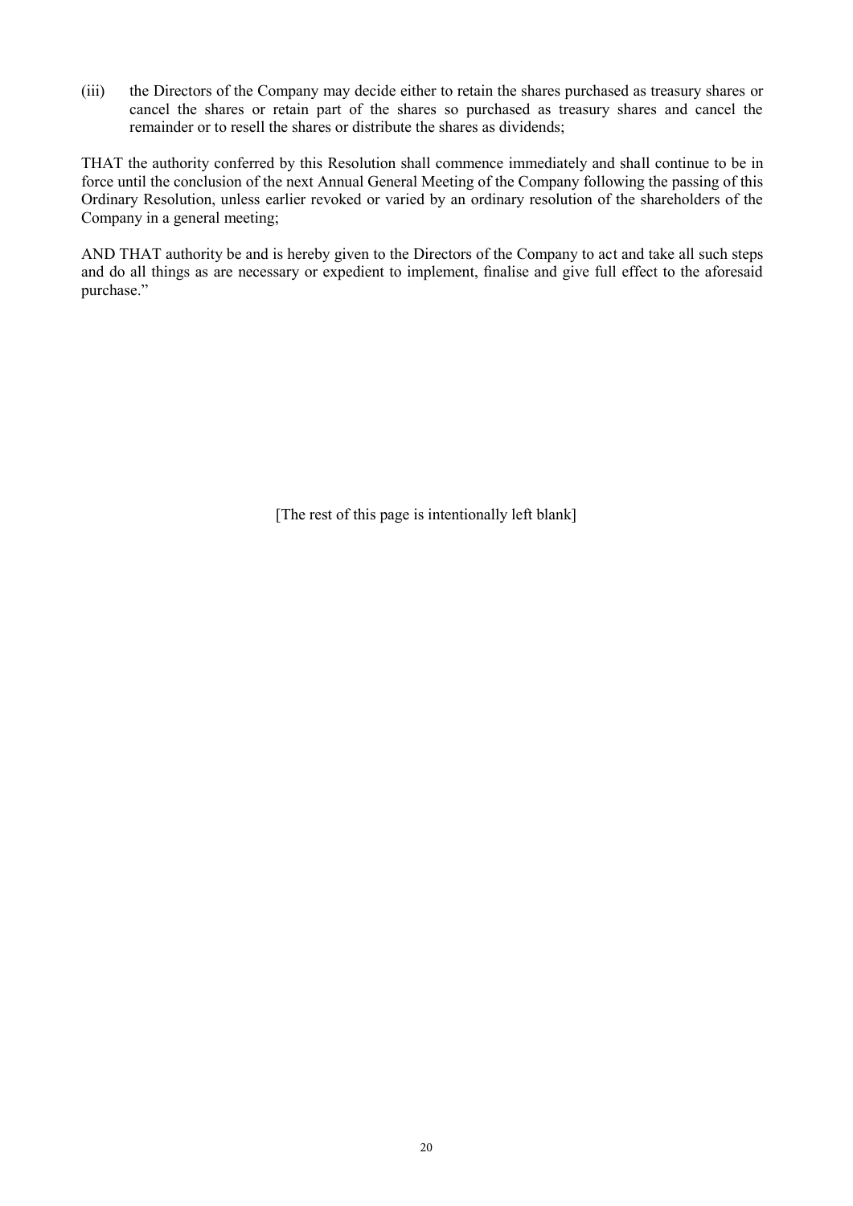(iii) the Directors of the Company may decide either to retain the shares purchased as treasury shares or cancel the shares or retain part of the shares so purchased as treasury shares and cancel the remainder or to resell the shares or distribute the shares as dividends;

THAT the authority conferred by this Resolution shall commence immediately and shall continue to be in force until the conclusion of the next Annual General Meeting of the Company following the passing of this Ordinary Resolution, unless earlier revoked or varied by an ordinary resolution of the shareholders of the Company in a general meeting;

AND THAT authority be and is hereby given to the Directors of the Company to act and take all such steps and do all things as are necessary or expedient to implement, finalise and give full effect to the aforesaid purchase."

[The rest of this page is intentionally left blank]